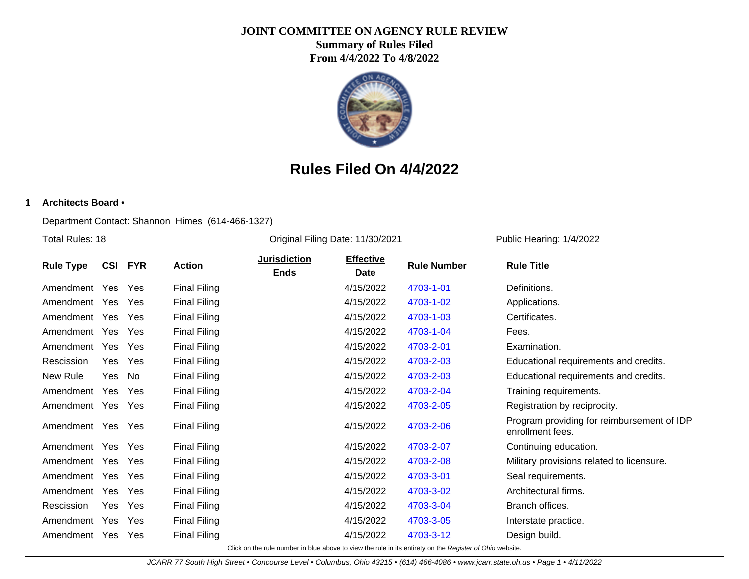# JOINT COMMITTEE ON AGENCY RULE REVIEW

**Summary of Rules Filed**

**From 4/4/2022 To 4/8/2022**

## Rules Filed On 4/4/2022

**1** **Architects Board** •

Department Contact: Shannon Himes (614-466-1327)

Total Rules: 18 | Original Filing Date: 11/30/2021 | Public Hearing: 1/4/2022

| Rule Type | CSI | FYR | Action | Jurisdiction Ends | Effective Date | Rule Number | Rule Title |
|---|---|---|---|---|---|---|---|
| Amendment | Yes | Yes | Final Filing | | 4/15/2022 | 4703-1-01 | Definitions. |
| Amendment | Yes | Yes | Final Filing | | 4/15/2022 | 4703-1-02 | Applications. |
| Amendment | Yes | Yes | Final Filing | | 4/15/2022 | 4703-1-03 | Certificates. |
| Amendment | Yes | Yes | Final Filing | | 4/15/2022 | 4703-1-04 | Fees. |
| Amendment | Yes | Yes | Final Filing | | 4/15/2022 | 4703-2-01 | Examination. |
| Rescission | Yes | Yes | Final Filing | | 4/15/2022 | 4703-2-03 | Educational requirements and credits. |
| New Rule | Yes | No | Final Filing | | 4/15/2022 | 4703-2-03 | Educational requirements and credits. |
| Amendment | Yes | Yes | Final Filing | | 4/15/2022 | 4703-2-04 | Training requirements. |
| Amendment | Yes | Yes | Final Filing | | 4/15/2022 | 4703-2-05 | Registration by reciprocity. |
| Amendment | Yes | Yes | Final Filing | | 4/15/2022 | 4703-2-06 | Program providing for reimbursement of IDP enrollment fees. |
| Amendment | Yes | Yes | Final Filing | | 4/15/2022 | 4703-2-07 | Continuing education. |
| Amendment | Yes | Yes | Final Filing | | 4/15/2022 | 4703-2-08 | Military provisions related to licensure. |
| Amendment | Yes | Yes | Final Filing | | 4/15/2022 | 4703-3-01 | Seal requirements. |
| Amendment | Yes | Yes | Final Filing | | 4/15/2022 | 4703-3-02 | Architectural firms. |
| Rescission | Yes | Yes | Final Filing | | 4/15/2022 | 4703-3-04 | Branch offices. |
| Amendment | Yes | Yes | Final Filing | | 4/15/2022 | 4703-3-05 | Interstate practice. |
| Amendment | Yes | Yes | Final Filing | | 4/15/2022 | 4703-3-12 | Design build. |

Click on the rule number in blue above to view the rule in its entirety on the *Register of Ohio* website.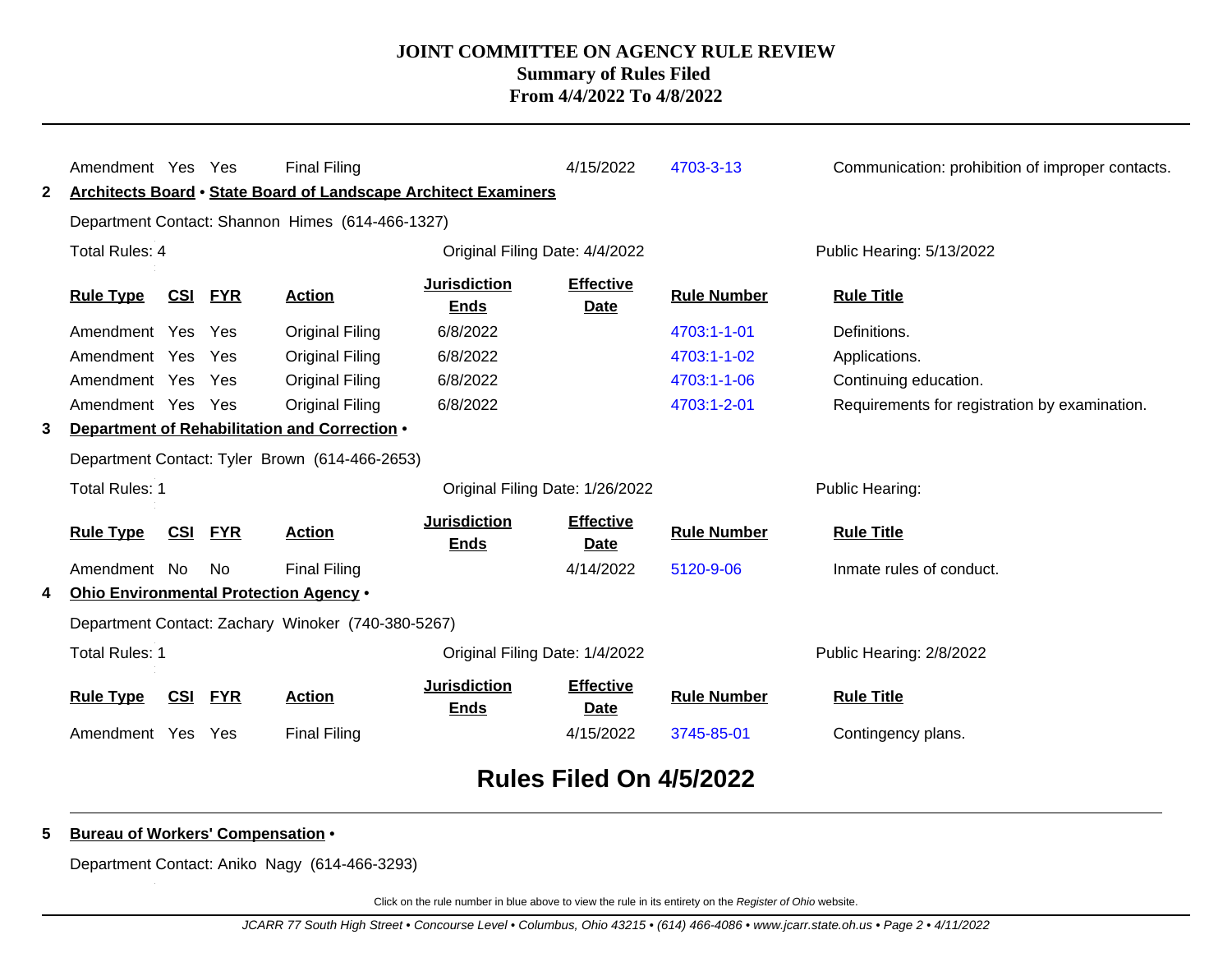| Rule Type | CSI | FYR | Action | Jurisdiction Ends | Effective Date | Rule Number | Rule Title |
|---|---|---|---|---|---|---|---|
| Amendment | Yes | Yes | Final Filing | | 4/15/2022 | 4703-3-13 | Communication: prohibition of improper contacts. |

**2** **Architects Board • State Board of Landscape Architect Examiners**

Department Contact: Shannon Himes (614-466-1327)

Total Rules: 4 | Original Filing Date: 4/4/2022 | Public Hearing: 5/13/2022

| Rule Type | CSI | FYR | Action | Jurisdiction Ends | Effective Date | Rule Number | Rule Title |
|---|---|---|---|---|---|---|---|
| Amendment | Yes | Yes | Original Filing | 6/8/2022 | | 4703:1-1-01 | Definitions. |
| Amendment | Yes | Yes | Original Filing | 6/8/2022 | | 4703:1-1-02 | Applications. |
| Amendment | Yes | Yes | Original Filing | 6/8/2022 | | 4703:1-1-06 | Continuing education. |
| Amendment | Yes | Yes | Original Filing | 6/8/2022 | | 4703:1-2-01 | Requirements for registration by examination. |

**3** **Department of Rehabilitation and Correction •**

Department Contact: Tyler Brown (614-466-2653)

Total Rules: 1 | Original Filing Date: 1/26/2022 | Public Hearing:

| Rule Type | CSI | FYR | Action | Jurisdiction Ends | Effective Date | Rule Number | Rule Title |
|---|---|---|---|---|---|---|---|
| Amendment | No | No | Final Filing | | 4/14/2022 | 5120-9-06 | Inmate rules of conduct. |

**4** **Ohio Environmental Protection Agency •**

Department Contact: Zachary Winoker (740-380-5267)

Total Rules: 1 | Original Filing Date: 1/4/2022 | Public Hearing: 2/8/2022

| Rule Type | CSI | FYR | Action | Jurisdiction Ends | Effective Date | Rule Number | Rule Title |
|---|---|---|---|---|---|---|---|
| Amendment | Yes | Yes | Final Filing | | 4/15/2022 | 3745-85-01 | Contingency plans. |

## Rules Filed On 4/5/2022

**5** **Bureau of Workers' Compensation •**

Department Contact: Aniko Nagy (614-466-3293)

Click on the rule number in blue above to view the rule in its entirety on the *Register of Ohio* website.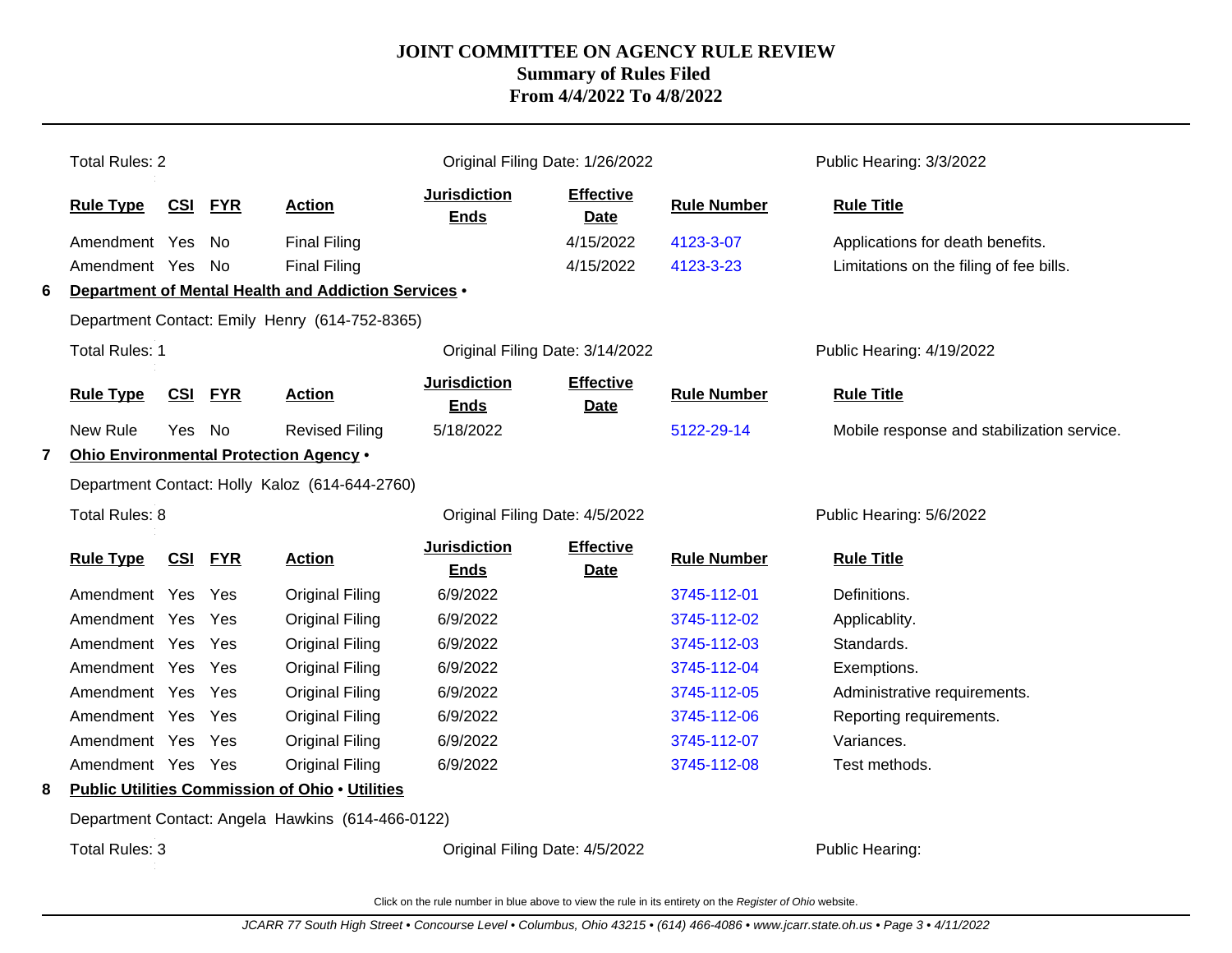# JOINT COMMITTEE ON AGENCY RULE REVIEW
## Summary of Rules Filed
## From 4/4/2022 To 4/8/2022

Total Rules: 2 | Original Filing Date: 1/26/2022 | Public Hearing: 3/3/2022

| Rule Type | CSI | FYR | Action | Jurisdiction Ends | Effective Date | Rule Number | Rule Title |
|---|---|---|---|---|---|---|---|
| Amendment | Yes | No | Final Filing | | 4/15/2022 | 4123-3-07 | Applications for death benefits. |
| Amendment | Yes | No | Final Filing | | 4/15/2022 | 4123-3-23 | Limitations on the filing of fee bills. |

**6 Department of Mental Health and Addiction Services •**

Department Contact: Emily Henry (614-752-8365)

Total Rules: 1 | Original Filing Date: 3/14/2022 | Public Hearing: 4/19/2022

| Rule Type | CSI | FYR | Action | Jurisdiction Ends | Effective Date | Rule Number | Rule Title |
|---|---|---|---|---|---|---|---|
| New Rule | Yes | No | Revised Filing | 5/18/2022 | | 5122-29-14 | Mobile response and stabilization service. |

**7 Ohio Environmental Protection Agency •**

Department Contact: Holly Kaloz (614-644-2760)

Total Rules: 8 | Original Filing Date: 4/5/2022 | Public Hearing: 5/6/2022

| Rule Type | CSI | FYR | Action | Jurisdiction Ends | Effective Date | Rule Number | Rule Title |
|---|---|---|---|---|---|---|---|
| Amendment | Yes | Yes | Original Filing | 6/9/2022 | | 3745-112-01 | Definitions. |
| Amendment | Yes | Yes | Original Filing | 6/9/2022 | | 3745-112-02 | Applicablity. |
| Amendment | Yes | Yes | Original Filing | 6/9/2022 | | 3745-112-03 | Standards. |
| Amendment | Yes | Yes | Original Filing | 6/9/2022 | | 3745-112-04 | Exemptions. |
| Amendment | Yes | Yes | Original Filing | 6/9/2022 | | 3745-112-05 | Administrative requirements. |
| Amendment | Yes | Yes | Original Filing | 6/9/2022 | | 3745-112-06 | Reporting requirements. |
| Amendment | Yes | Yes | Original Filing | 6/9/2022 | | 3745-112-07 | Variances. |
| Amendment | Yes | Yes | Original Filing | 6/9/2022 | | 3745-112-08 | Test methods. |

**8 Public Utilities Commission of Ohio • Utilities**

Department Contact: Angela Hawkins (614-466-0122)

Total Rules: 3 | Original Filing Date: 4/5/2022 | Public Hearing:

Click on the rule number in blue above to view the rule in its entirety on the *Register of Ohio* website.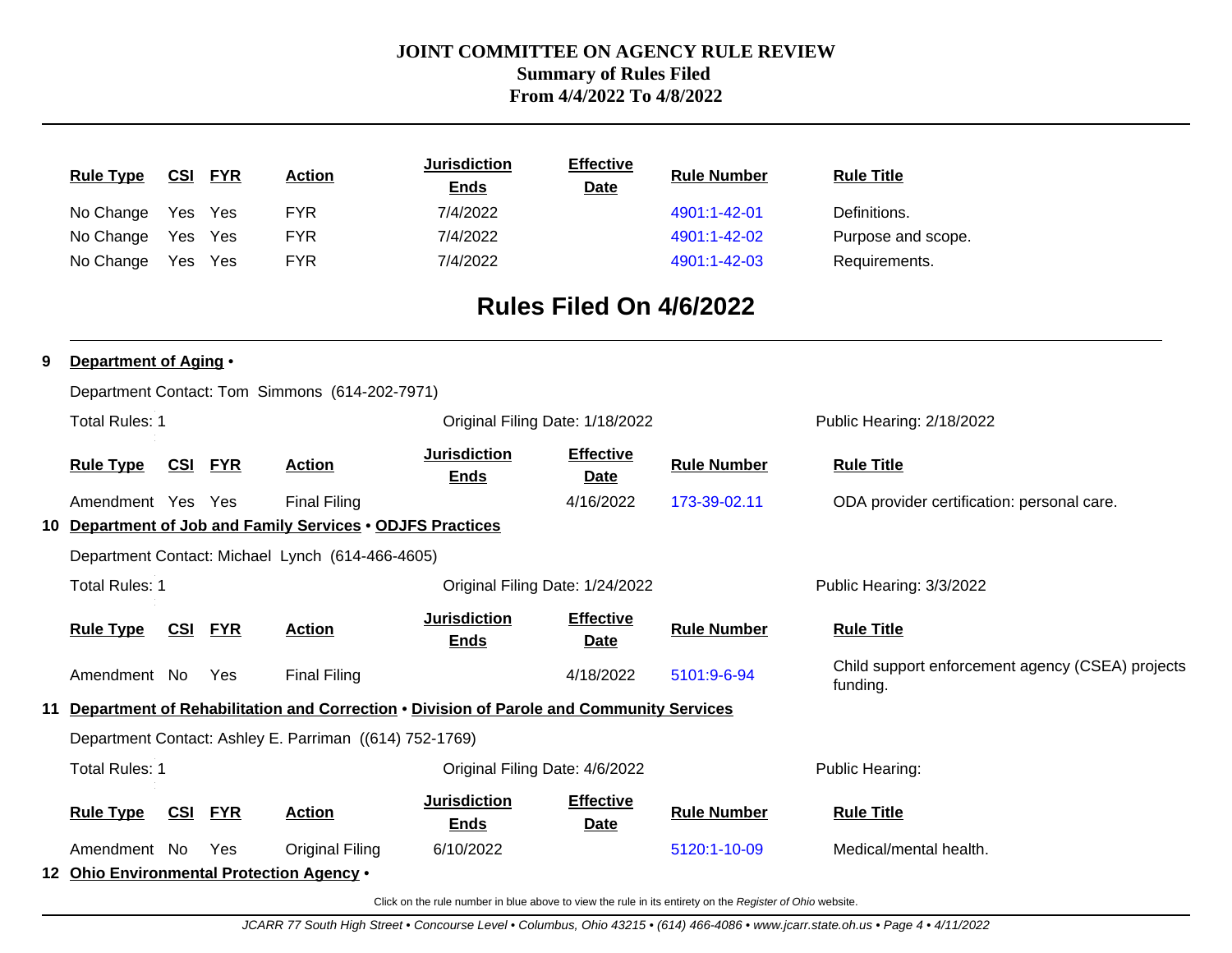| Rule Type | CSI | FYR | Action | Jurisdiction Ends | Effective Date | Rule Number | Rule Title |
|---|---|---|---|---|---|---|---|
| No Change | Yes | Yes | FYR | 7/4/2022 | | 4901:1-42-01 | Definitions. |
| No Change | Yes | Yes | FYR | 7/4/2022 | | 4901:1-42-02 | Purpose and scope. |
| No Change | Yes | Yes | FYR | 7/4/2022 | | 4901:1-42-03 | Requirements. |

## Rules Filed On 4/6/2022

**9 Department of Aging •**

Department Contact: Tom Simmons (614-202-7971)

Total Rules: 1 | Original Filing Date: 1/18/2022 | Public Hearing: 2/18/2022

| Rule Type | CSI | FYR | Action | Jurisdiction Ends | Effective Date | Rule Number | Rule Title |
|---|---|---|---|---|---|---|---|
| Amendment | Yes | Yes | Final Filing | | 4/16/2022 | 173-39-02.11 | ODA provider certification: personal care. |

**10 Department of Job and Family Services • ODJFS Practices**

Department Contact: Michael Lynch (614-466-4605)

Total Rules: 1 | Original Filing Date: 1/24/2022 | Public Hearing: 3/3/2022

| Rule Type | CSI | FYR | Action | Jurisdiction Ends | Effective Date | Rule Number | Rule Title |
|---|---|---|---|---|---|---|---|
| Amendment | No | Yes | Final Filing | | 4/18/2022 | 5101:9-6-94 | Child support enforcement agency (CSEA) projects funding. |

**11 Department of Rehabilitation and Correction • Division of Parole and Community Services**

Department Contact: Ashley E. Parriman ((614) 752-1769)

Total Rules: 1 | Original Filing Date: 4/6/2022 | Public Hearing:

| Rule Type | CSI | FYR | Action | Jurisdiction Ends | Effective Date | Rule Number | Rule Title |
|---|---|---|---|---|---|---|---|
| Amendment | No | Yes | Original Filing | 6/10/2022 | | 5120:1-10-09 | Medical/mental health. |

**12 Ohio Environmental Protection Agency •**

Click on the rule number in blue above to view the rule in its entirety on the *Register of Ohio* website.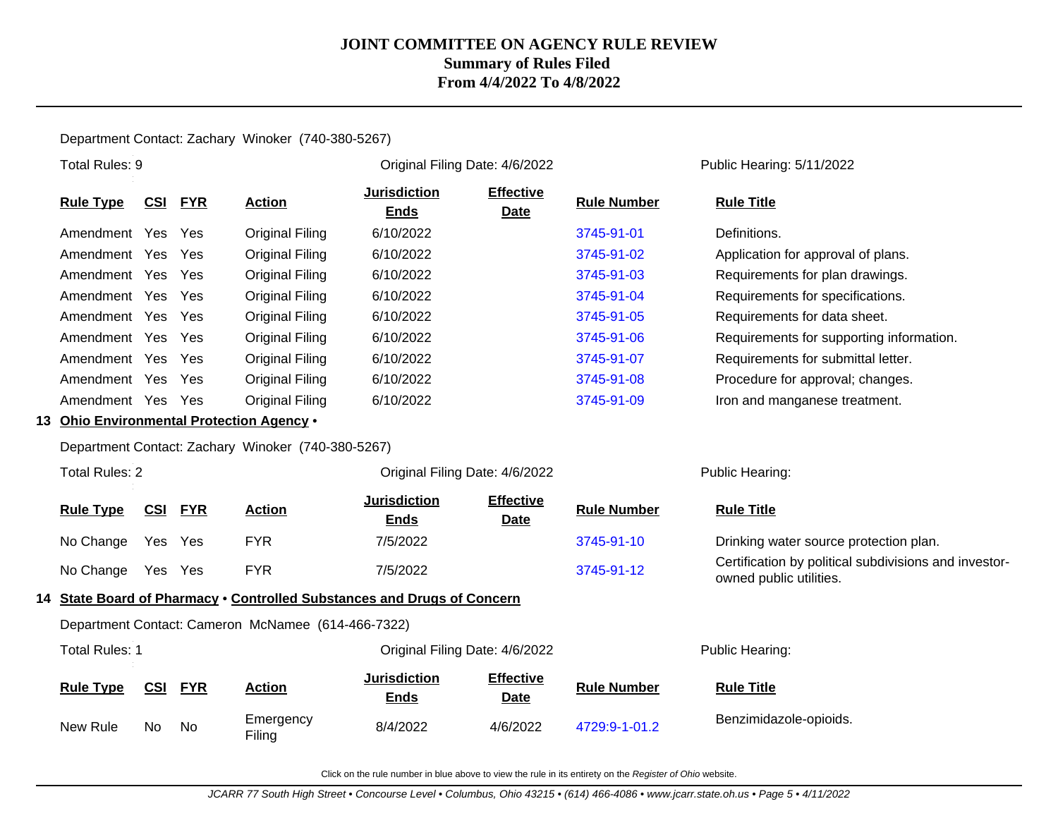Department Contact: Zachary Winoker (740-380-5267)

Total Rules: 9 | Original Filing Date: 4/6/2022 | Public Hearing: 5/11/2022

| Rule Type | CSI | FYR | Action | Jurisdiction Ends | Effective Date | Rule Number | Rule Title |
|---|---|---|---|---|---|---|---|
| Amendment | Yes | Yes | Original Filing | 6/10/2022 | | 3745-91-01 | Definitions. |
| Amendment | Yes | Yes | Original Filing | 6/10/2022 | | 3745-91-02 | Application for approval of plans. |
| Amendment | Yes | Yes | Original Filing | 6/10/2022 | | 3745-91-03 | Requirements for plan drawings. |
| Amendment | Yes | Yes | Original Filing | 6/10/2022 | | 3745-91-04 | Requirements for specifications. |
| Amendment | Yes | Yes | Original Filing | 6/10/2022 | | 3745-91-05 | Requirements for data sheet. |
| Amendment | Yes | Yes | Original Filing | 6/10/2022 | | 3745-91-06 | Requirements for supporting information. |
| Amendment | Yes | Yes | Original Filing | 6/10/2022 | | 3745-91-07 | Requirements for submittal letter. |
| Amendment | Yes | Yes | Original Filing | 6/10/2022 | | 3745-91-08 | Procedure for approval; changes. |
| Amendment | Yes | Yes | Original Filing | 6/10/2022 | | 3745-91-09 | Iron and manganese treatment. |

## 13 Ohio Environmental Protection Agency •

Department Contact: Zachary Winoker (740-380-5267)

Total Rules: 2 | Original Filing Date: 4/6/2022 | Public Hearing:

| Rule Type | CSI | FYR | Action | Jurisdiction Ends | Effective Date | Rule Number | Rule Title |
|---|---|---|---|---|---|---|---|
| No Change | Yes | Yes | FYR | 7/5/2022 | | 3745-91-10 | Drinking water source protection plan. |
| No Change | Yes | Yes | FYR | 7/5/2022 | | 3745-91-12 | Certification by political subdivisions and investor-owned public utilities. |

## 14 State Board of Pharmacy • Controlled Substances and Drugs of Concern

Department Contact: Cameron McNamee (614-466-7322)

Total Rules: 1 | Original Filing Date: 4/6/2022 | Public Hearing:

| Rule Type | CSI | FYR | Action | Jurisdiction Ends | Effective Date | Rule Number | Rule Title |
|---|---|---|---|---|---|---|---|
| New Rule | No | No | Emergency Filing | 8/4/2022 | 4/6/2022 | 4729:9-1-01.2 | Benzimidazole-opioids. |

Click on the rule number in blue above to view the rule in its entirety on the *Register of Ohio* website.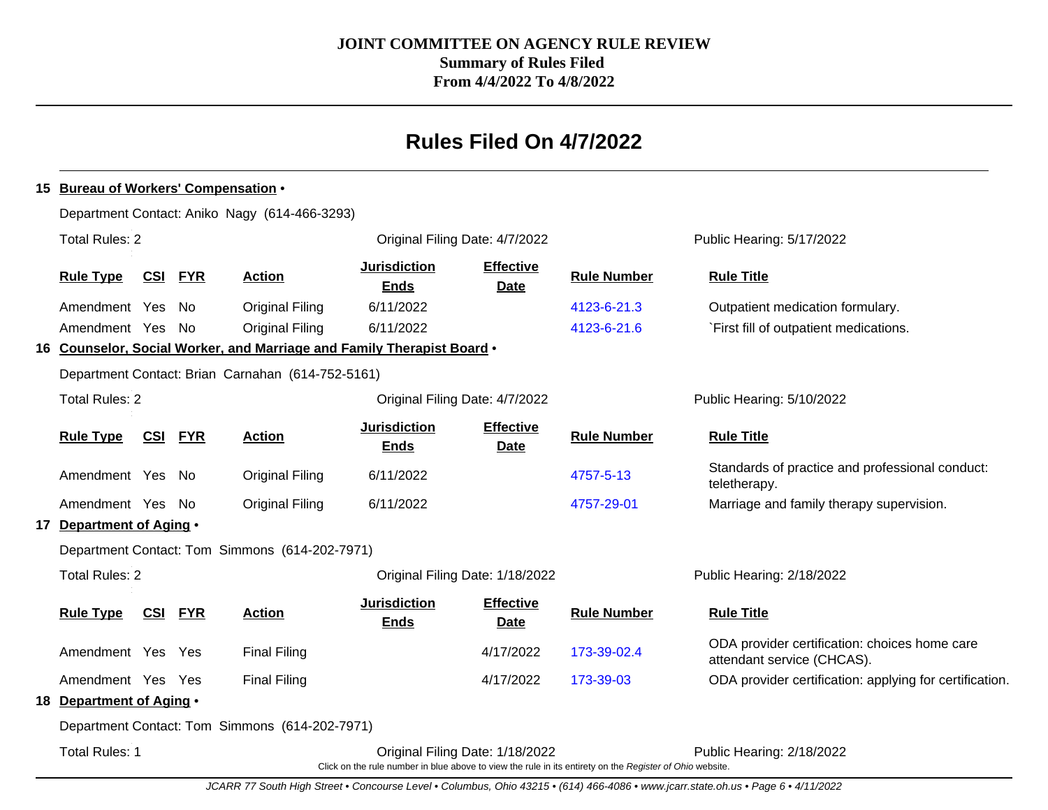**JOINT COMMITTEE ON AGENCY RULE REVIEW**
**Summary of Rules Filed**
**From 4/4/2022 To 4/8/2022**

# Rules Filed On 4/7/2022

## 15 Bureau of Workers' Compensation •

Department Contact: Aniko Nagy (614-466-3293)

Total Rules: 2 | Original Filing Date: 4/7/2022 | Public Hearing: 5/17/2022

| Rule Type | CSI | FYR | Action | Jurisdiction Ends | Effective Date | Rule Number | Rule Title |
|---|---|---|---|---|---|---|---|
| Amendment | Yes | No | Original Filing | 6/11/2022 | | 4123-6-21.3 | Outpatient medication formulary. |
| Amendment | Yes | No | Original Filing | 6/11/2022 | | 4123-6-21.6 | `First fill of outpatient medications. |

## 16 Counselor, Social Worker, and Marriage and Family Therapist Board •

Department Contact: Brian Carnahan (614-752-5161)

Total Rules: 2 | Original Filing Date: 4/7/2022 | Public Hearing: 5/10/2022

| Rule Type | CSI | FYR | Action | Jurisdiction Ends | Effective Date | Rule Number | Rule Title |
|---|---|---|---|---|---|---|---|
| Amendment | Yes | No | Original Filing | 6/11/2022 | | 4757-5-13 | Standards of practice and professional conduct: teletherapy. |
| Amendment | Yes | No | Original Filing | 6/11/2022 | | 4757-29-01 | Marriage and family therapy supervision. |

## 17 Department of Aging •

Department Contact: Tom Simmons (614-202-7971)

Total Rules: 2 | Original Filing Date: 1/18/2022 | Public Hearing: 2/18/2022

| Rule Type | CSI | FYR | Action | Jurisdiction Ends | Effective Date | Rule Number | Rule Title |
|---|---|---|---|---|---|---|---|
| Amendment | Yes | Yes | Final Filing | | 4/17/2022 | 173-39-02.4 | ODA provider certification: choices home care attendant service (CHCAS). |
| Amendment | Yes | Yes | Final Filing | | 4/17/2022 | 173-39-03 | ODA provider certification: applying for certification. |

## 18 Department of Aging •

Department Contact: Tom Simmons (614-202-7971)

Total Rules: 1 | Original Filing Date: 1/18/2022 | Public Hearing: 2/18/2022

Click on the rule number in blue above to view the rule in its entirety on the *Register of Ohio* website.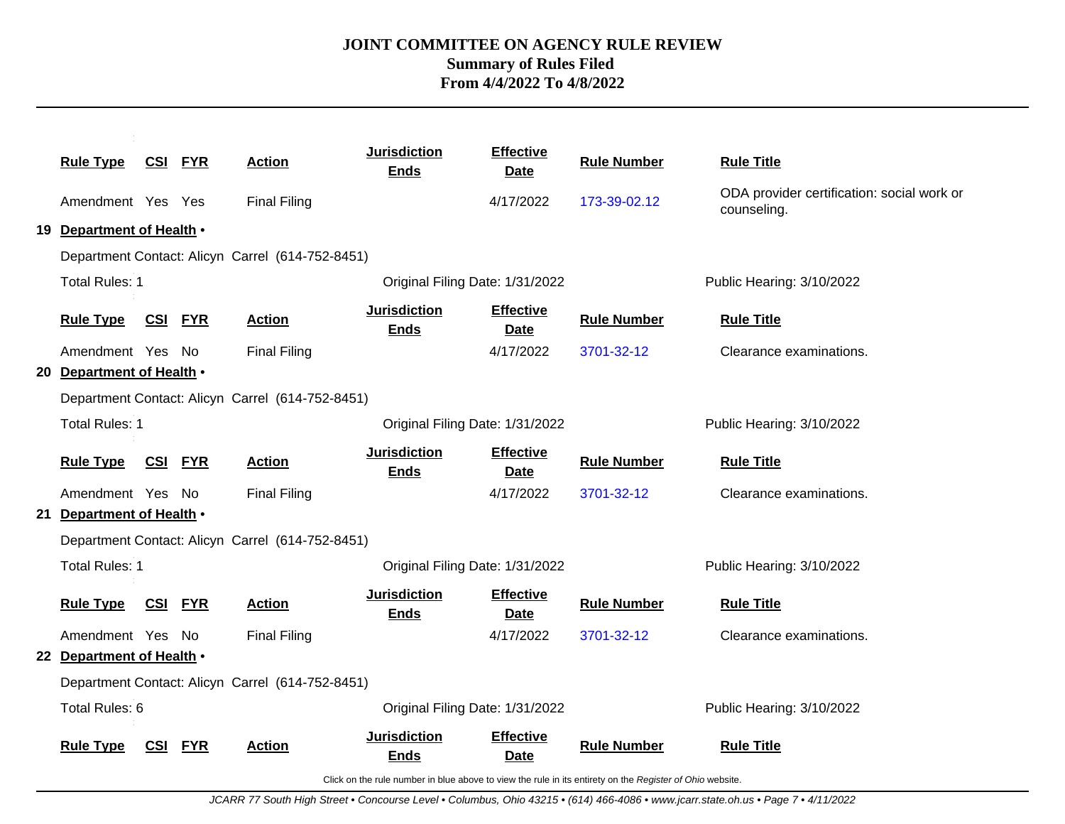# JOINT COMMITTEE ON AGENCY RULE REVIEW
## Summary of Rules Filed
### From 4/4/2022 To 4/8/2022

| Rule Type | CSI | FYR | Action | Jurisdiction Ends | Effective Date | Rule Number | Rule Title |
|---|---|---|---|---|---|---|---|
| Amendment | Yes | Yes | Final Filing | | 4/17/2022 | 173-39-02.12 | ODA provider certification: social work or counseling. |

**19 Department of Health •**

Department Contact: Alicyn Carrel (614-752-8451)

Total Rules: 1 | Original Filing Date: 1/31/2022 | Public Hearing: 3/10/2022

| Rule Type | CSI | FYR | Action | Jurisdiction Ends | Effective Date | Rule Number | Rule Title |
|---|---|---|---|---|---|---|---|
| Amendment | Yes | No | Final Filing | | 4/17/2022 | 3701-32-12 | Clearance examinations. |

**20 Department of Health •**

Department Contact: Alicyn Carrel (614-752-8451)

Total Rules: 1 | Original Filing Date: 1/31/2022 | Public Hearing: 3/10/2022

| Rule Type | CSI | FYR | Action | Jurisdiction Ends | Effective Date | Rule Number | Rule Title |
|---|---|---|---|---|---|---|---|
| Amendment | Yes | No | Final Filing | | 4/17/2022 | 3701-32-12 | Clearance examinations. |

**21 Department of Health •**

Department Contact: Alicyn Carrel (614-752-8451)

Total Rules: 1 | Original Filing Date: 1/31/2022 | Public Hearing: 3/10/2022

| Rule Type | CSI | FYR | Action | Jurisdiction Ends | Effective Date | Rule Number | Rule Title |
|---|---|---|---|---|---|---|---|
| Amendment | Yes | No | Final Filing | | 4/17/2022 | 3701-32-12 | Clearance examinations. |

**22 Department of Health •**

Department Contact: Alicyn Carrel (614-752-8451)

Total Rules: 6 | Original Filing Date: 1/31/2022 | Public Hearing: 3/10/2022

| Rule Type | CSI | FYR | Action | Jurisdiction Ends | Effective Date | Rule Number | Rule Title |
|---|---|---|---|---|---|---|---|

Click on the rule number in blue above to view the rule in its entirety on the *Register of Ohio* website.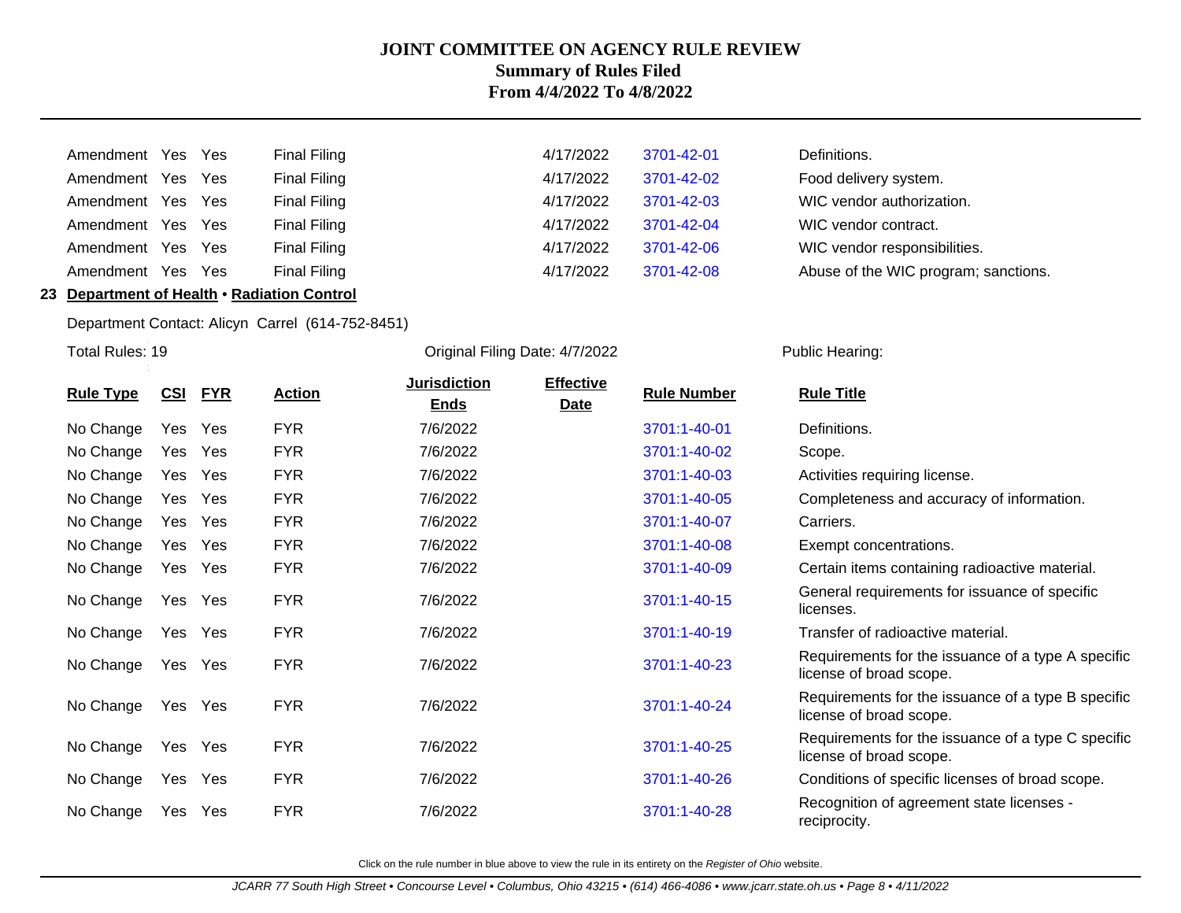# JOINT COMMITTEE ON AGENCY RULE REVIEW
## Summary of Rules Filed
## From 4/4/2022 To 4/8/2022

| Rule Type | CSI | FYR | Action | Jurisdiction Ends | Effective Date | Rule Number | Rule Title |
|---|---|---|---|---|---|---|---|
| Amendment | Yes | Yes | Final Filing | | 4/17/2022 | 3701-42-01 | Definitions. |
| Amendment | Yes | Yes | Final Filing | | 4/17/2022 | 3701-42-02 | Food delivery system. |
| Amendment | Yes | Yes | Final Filing | | 4/17/2022 | 3701-42-03 | WIC vendor authorization. |
| Amendment | Yes | Yes | Final Filing | | 4/17/2022 | 3701-42-04 | WIC vendor contract. |
| Amendment | Yes | Yes | Final Filing | | 4/17/2022 | 3701-42-06 | WIC vendor responsibilities. |
| Amendment | Yes | Yes | Final Filing | | 4/17/2022 | 3701-42-08 | Abuse of the WIC program; sanctions. |

**23 Department of Health • Radiation Control**

Department Contact: Alicyn Carrel (614-752-8451)

Total Rules: 19 | Original Filing Date: 4/7/2022 | Public Hearing:

| Rule Type | CSI | FYR | Action | Jurisdiction Ends | Effective Date | Rule Number | Rule Title |
|---|---|---|---|---|---|---|---|
| No Change | Yes | Yes | FYR | 7/6/2022 | | 3701:1-40-01 | Definitions. |
| No Change | Yes | Yes | FYR | 7/6/2022 | | 3701:1-40-02 | Scope. |
| No Change | Yes | Yes | FYR | 7/6/2022 | | 3701:1-40-03 | Activities requiring license. |
| No Change | Yes | Yes | FYR | 7/6/2022 | | 3701:1-40-05 | Completeness and accuracy of information. |
| No Change | Yes | Yes | FYR | 7/6/2022 | | 3701:1-40-07 | Carriers. |
| No Change | Yes | Yes | FYR | 7/6/2022 | | 3701:1-40-08 | Exempt concentrations. |
| No Change | Yes | Yes | FYR | 7/6/2022 | | 3701:1-40-09 | Certain items containing radioactive material. |
| No Change | Yes | Yes | FYR | 7/6/2022 | | 3701:1-40-15 | General requirements for issuance of specific licenses. |
| No Change | Yes | Yes | FYR | 7/6/2022 | | 3701:1-40-19 | Transfer of radioactive material. |
| No Change | Yes | Yes | FYR | 7/6/2022 | | 3701:1-40-23 | Requirements for the issuance of a type A specific license of broad scope. |
| No Change | Yes | Yes | FYR | 7/6/2022 | | 3701:1-40-24 | Requirements for the issuance of a type B specific license of broad scope. |
| No Change | Yes | Yes | FYR | 7/6/2022 | | 3701:1-40-25 | Requirements for the issuance of a type C specific license of broad scope. |
| No Change | Yes | Yes | FYR | 7/6/2022 | | 3701:1-40-26 | Conditions of specific licenses of broad scope. |
| No Change | Yes | Yes | FYR | 7/6/2022 | | 3701:1-40-28 | Recognition of agreement state licenses - reciprocity. |

Click on the rule number in blue above to view the rule in its entirety on the *Register of Ohio* website.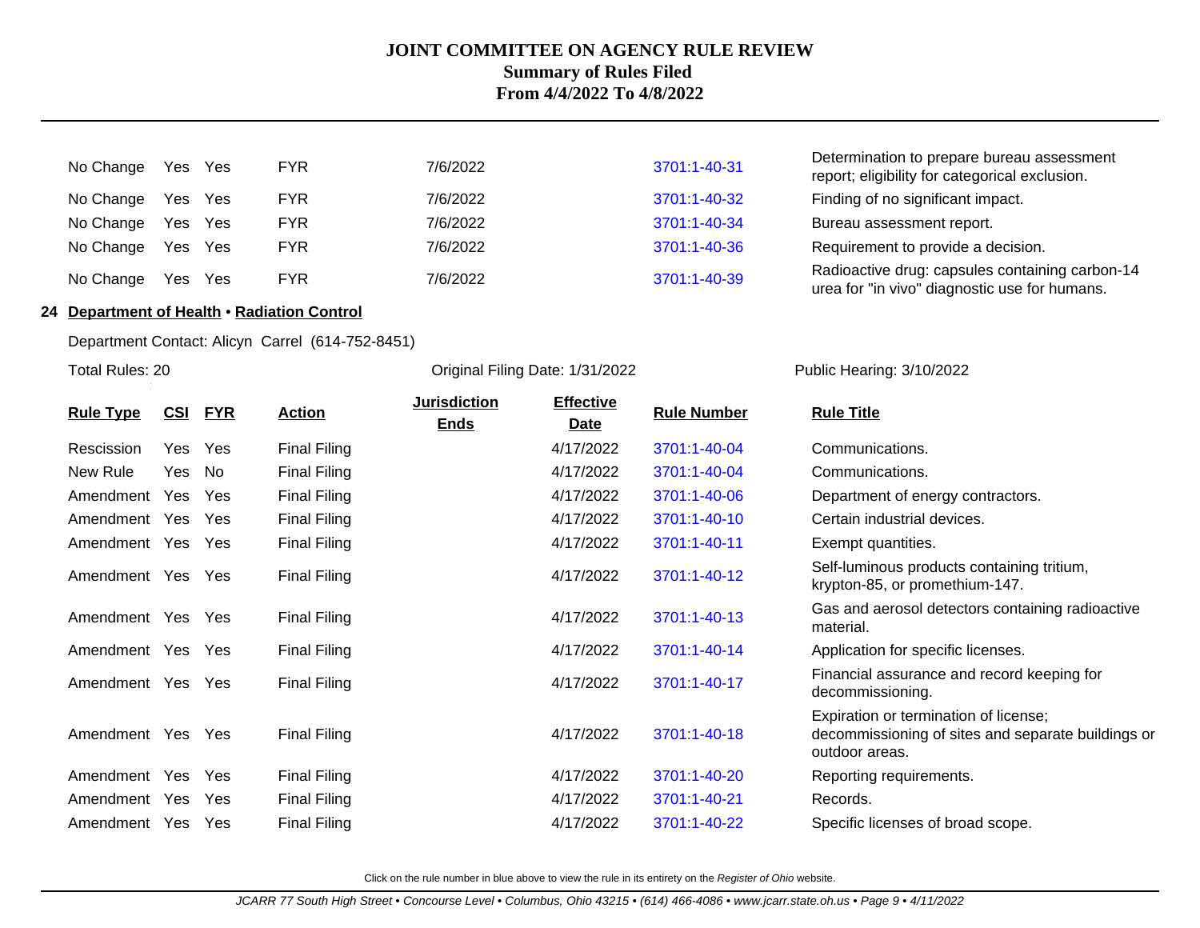| | | | | | | | |
|---|---|---|---|---|---|---|---|
| No Change | Yes | Yes | FYR | 7/6/2022 | | 3701:1-40-31 | Determination to prepare bureau assessment report; eligibility for categorical exclusion. |
| No Change | Yes | Yes | FYR | 7/6/2022 | | 3701:1-40-32 | Finding of no significant impact. |
| No Change | Yes | Yes | FYR | 7/6/2022 | | 3701:1-40-34 | Bureau assessment report. |
| No Change | Yes | Yes | FYR | 7/6/2022 | | 3701:1-40-36 | Requirement to provide a decision. |
| No Change | Yes | Yes | FYR | 7/6/2022 | | 3701:1-40-39 | Radioactive drug: capsules containing carbon-14 urea for "in vivo" diagnostic use for humans. |

**24 Department of Health • Radiation Control**

Department Contact: Alicyn Carrel (614-752-8451)

Total Rules: 20 | Original Filing Date: 1/31/2022 | Public Hearing: 3/10/2022

| Rule Type | CSI | FYR | Action | Jurisdiction Ends | Effective Date | Rule Number | Rule Title |
|---|---|---|---|---|---|---|---|
| Rescission | Yes | Yes | Final Filing | | 4/17/2022 | 3701:1-40-04 | Communications. |
| New Rule | Yes | No | Final Filing | | 4/17/2022 | 3701:1-40-04 | Communications. |
| Amendment | Yes | Yes | Final Filing | | 4/17/2022 | 3701:1-40-06 | Department of energy contractors. |
| Amendment | Yes | Yes | Final Filing | | 4/17/2022 | 3701:1-40-10 | Certain industrial devices. |
| Amendment | Yes | Yes | Final Filing | | 4/17/2022 | 3701:1-40-11 | Exempt quantities. |
| Amendment | Yes | Yes | Final Filing | | 4/17/2022 | 3701:1-40-12 | Self-luminous products containing tritium, krypton-85, or promethium-147. |
| Amendment | Yes | Yes | Final Filing | | 4/17/2022 | 3701:1-40-13 | Gas and aerosol detectors containing radioactive material. |
| Amendment | Yes | Yes | Final Filing | | 4/17/2022 | 3701:1-40-14 | Application for specific licenses. |
| Amendment | Yes | Yes | Final Filing | | 4/17/2022 | 3701:1-40-17 | Financial assurance and record keeping for decommissioning. |
| Amendment | Yes | Yes | Final Filing | | 4/17/2022 | 3701:1-40-18 | Expiration or termination of license; decommissioning of sites and separate buildings or outdoor areas. |
| Amendment | Yes | Yes | Final Filing | | 4/17/2022 | 3701:1-40-20 | Reporting requirements. |
| Amendment | Yes | Yes | Final Filing | | 4/17/2022 | 3701:1-40-21 | Records. |
| Amendment | Yes | Yes | Final Filing | | 4/17/2022 | 3701:1-40-22 | Specific licenses of broad scope. |

Click on the rule number in blue above to view the rule in its entirety on the *Register of Ohio* website.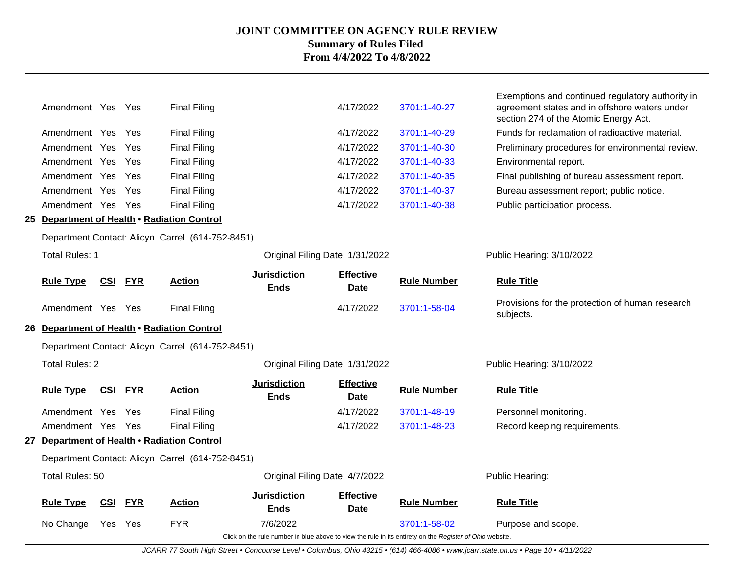| Rule Type | CSI | FYR | Action | Jurisdiction Ends | Effective Date | Rule Number | Rule Title |
|---|---|---|---|---|---|---|---|
| Amendment | Yes | Yes | Final Filing | | 4/17/2022 | 3701:1-40-27 | Exemptions and continued regulatory authority in agreement states and in offshore waters under section 274 of the Atomic Energy Act. |
| Amendment | Yes | Yes | Final Filing | | 4/17/2022 | 3701:1-40-29 | Funds for reclamation of radioactive material. |
| Amendment | Yes | Yes | Final Filing | | 4/17/2022 | 3701:1-40-30 | Preliminary procedures for environmental review. |
| Amendment | Yes | Yes | Final Filing | | 4/17/2022 | 3701:1-40-33 | Environmental report. |
| Amendment | Yes | Yes | Final Filing | | 4/17/2022 | 3701:1-40-35 | Final publishing of bureau assessment report. |
| Amendment | Yes | Yes | Final Filing | | 4/17/2022 | 3701:1-40-37 | Bureau assessment report; public notice. |
| Amendment | Yes | Yes | Final Filing | | 4/17/2022 | 3701:1-40-38 | Public participation process. |

**25 Department of Health • Radiation Control**

Department Contact: Alicyn Carrel (614-752-8451)

Total Rules: 1 | Original Filing Date: 1/31/2022 | Public Hearing: 3/10/2022

| Rule Type | CSI | FYR | Action | Jurisdiction Ends | Effective Date | Rule Number | Rule Title |
|---|---|---|---|---|---|---|---|
| Amendment | Yes | Yes | Final Filing | | 4/17/2022 | 3701:1-58-04 | Provisions for the protection of human research subjects. |

**26 Department of Health • Radiation Control**

Department Contact: Alicyn Carrel (614-752-8451)

Total Rules: 2 | Original Filing Date: 1/31/2022 | Public Hearing: 3/10/2022

| Rule Type | CSI | FYR | Action | Jurisdiction Ends | Effective Date | Rule Number | Rule Title |
|---|---|---|---|---|---|---|---|
| Amendment | Yes | Yes | Final Filing | | 4/17/2022 | 3701:1-48-19 | Personnel monitoring. |
| Amendment | Yes | Yes | Final Filing | | 4/17/2022 | 3701:1-48-23 | Record keeping requirements. |

**27 Department of Health • Radiation Control**

Department Contact: Alicyn Carrel (614-752-8451)

Total Rules: 50 | Original Filing Date: 4/7/2022 | Public Hearing:

| Rule Type | CSI | FYR | Action | Jurisdiction Ends | Effective Date | Rule Number | Rule Title |
|---|---|---|---|---|---|---|---|
| No Change | Yes | Yes | FYR | 7/6/2022 | | 3701:1-58-02 | Purpose and scope. |

Click on the rule number in blue above to view the rule in its entirety on the *Register of Ohio* website.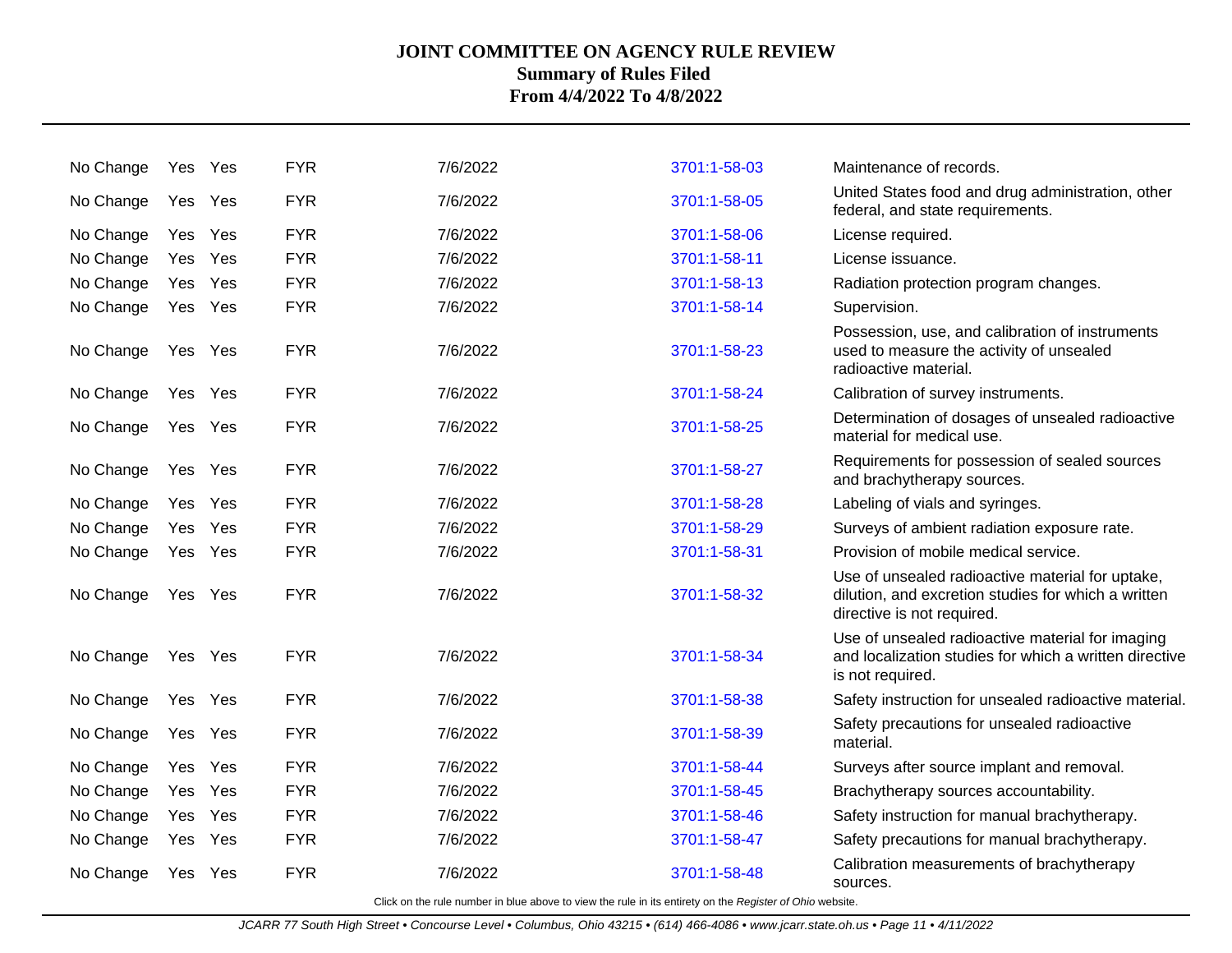# JOINT COMMITTEE ON AGENCY RULE REVIEW

**Summary of Rules Filed**

**From 4/4/2022 To 4/8/2022**

| | | | | | | |
|---|---|---|---|---|---|---|
| No Change | Yes | Yes | FYR | 7/6/2022 | 3701:1-58-03 | Maintenance of records. |
| No Change | Yes | Yes | FYR | 7/6/2022 | 3701:1-58-05 | United States food and drug administration, other federal, and state requirements. |
| No Change | Yes | Yes | FYR | 7/6/2022 | 3701:1-58-06 | License required. |
| No Change | Yes | Yes | FYR | 7/6/2022 | 3701:1-58-11 | License issuance. |
| No Change | Yes | Yes | FYR | 7/6/2022 | 3701:1-58-13 | Radiation protection program changes. |
| No Change | Yes | Yes | FYR | 7/6/2022 | 3701:1-58-14 | Supervision. |
| No Change | Yes | Yes | FYR | 7/6/2022 | 3701:1-58-23 | Possession, use, and calibration of instruments used to measure the activity of unsealed radioactive material. |
| No Change | Yes | Yes | FYR | 7/6/2022 | 3701:1-58-24 | Calibration of survey instruments. |
| No Change | Yes | Yes | FYR | 7/6/2022 | 3701:1-58-25 | Determination of dosages of unsealed radioactive material for medical use. |
| No Change | Yes | Yes | FYR | 7/6/2022 | 3701:1-58-27 | Requirements for possession of sealed sources and brachytherapy sources. |
| No Change | Yes | Yes | FYR | 7/6/2022 | 3701:1-58-28 | Labeling of vials and syringes. |
| No Change | Yes | Yes | FYR | 7/6/2022 | 3701:1-58-29 | Surveys of ambient radiation exposure rate. |
| No Change | Yes | Yes | FYR | 7/6/2022 | 3701:1-58-31 | Provision of mobile medical service. |
| No Change | Yes | Yes | FYR | 7/6/2022 | 3701:1-58-32 | Use of unsealed radioactive material for uptake, dilution, and excretion studies for which a written directive is not required. |
| No Change | Yes | Yes | FYR | 7/6/2022 | 3701:1-58-34 | Use of unsealed radioactive material for imaging and localization studies for which a written directive is not required. |
| No Change | Yes | Yes | FYR | 7/6/2022 | 3701:1-58-38 | Safety instruction for unsealed radioactive material. |
| No Change | Yes | Yes | FYR | 7/6/2022 | 3701:1-58-39 | Safety precautions for unsealed radioactive material. |
| No Change | Yes | Yes | FYR | 7/6/2022 | 3701:1-58-44 | Surveys after source implant and removal. |
| No Change | Yes | Yes | FYR | 7/6/2022 | 3701:1-58-45 | Brachytherapy sources accountability. |
| No Change | Yes | Yes | FYR | 7/6/2022 | 3701:1-58-46 | Safety instruction for manual brachytherapy. |
| No Change | Yes | Yes | FYR | 7/6/2022 | 3701:1-58-47 | Safety precautions for manual brachytherapy. |
| No Change | Yes | Yes | FYR | 7/6/2022 | 3701:1-58-48 | Calibration measurements of brachytherapy sources. |

Click on the rule number in blue above to view the rule in its entirety on the *Register of Ohio* website.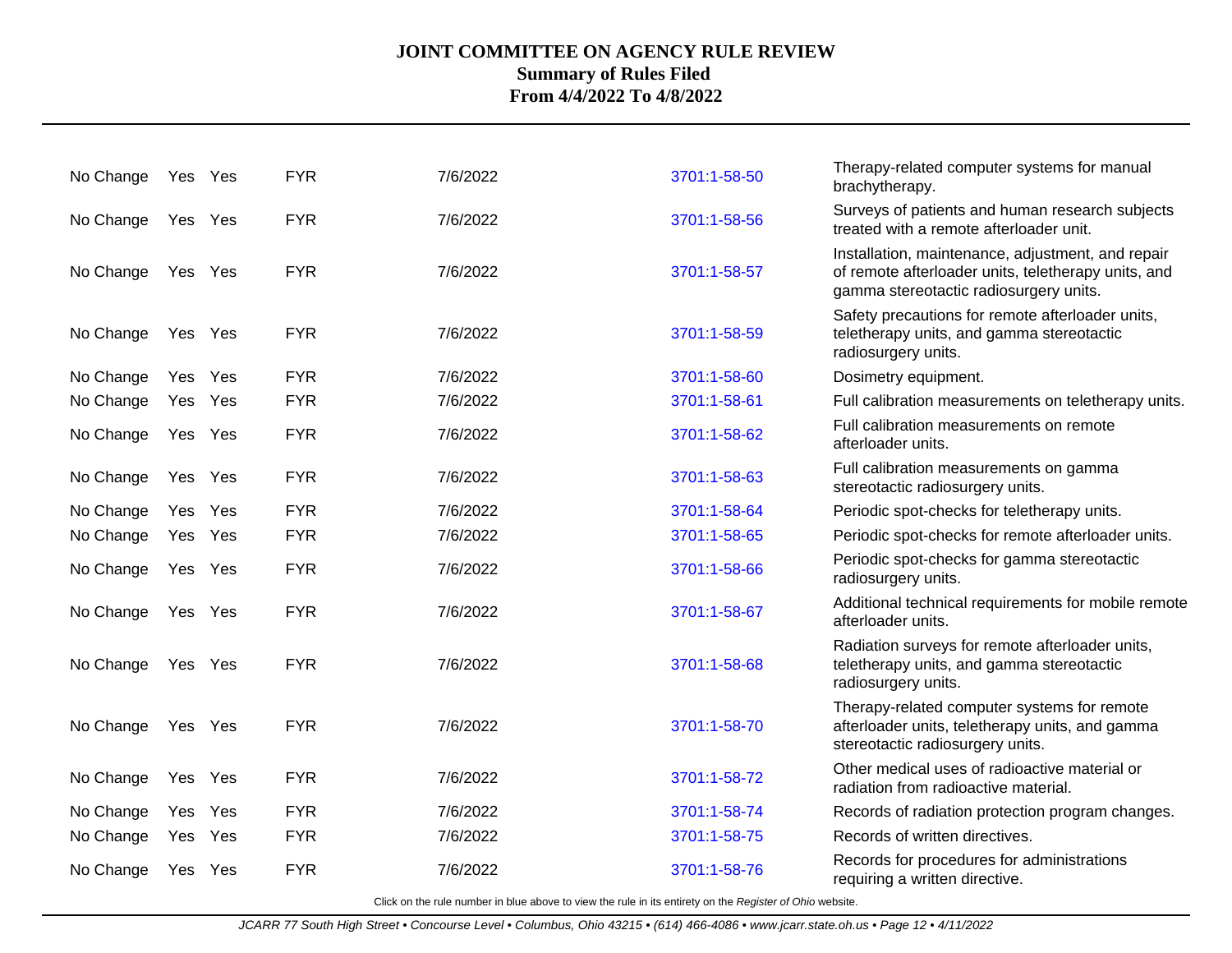| | | | | | | |
|---|---|---|---|---|---|---|
| No Change | Yes | Yes | FYR | 7/6/2022 | 3701:1-58-50 | Therapy-related computer systems for manual brachytherapy. |
| No Change | Yes | Yes | FYR | 7/6/2022 | 3701:1-58-56 | Surveys of patients and human research subjects treated with a remote afterloader unit. |
| No Change | Yes | Yes | FYR | 7/6/2022 | 3701:1-58-57 | Installation, maintenance, adjustment, and repair of remote afterloader units, teletherapy units, and gamma stereotactic radiosurgery units. |
| No Change | Yes | Yes | FYR | 7/6/2022 | 3701:1-58-59 | Safety precautions for remote afterloader units, teletherapy units, and gamma stereotactic radiosurgery units. |
| No Change | Yes | Yes | FYR | 7/6/2022 | 3701:1-58-60 | Dosimetry equipment. |
| No Change | Yes | Yes | FYR | 7/6/2022 | 3701:1-58-61 | Full calibration measurements on teletherapy units. |
| No Change | Yes | Yes | FYR | 7/6/2022 | 3701:1-58-62 | Full calibration measurements on remote afterloader units. |
| No Change | Yes | Yes | FYR | 7/6/2022 | 3701:1-58-63 | Full calibration measurements on gamma stereotactic radiosurgery units. |
| No Change | Yes | Yes | FYR | 7/6/2022 | 3701:1-58-64 | Periodic spot-checks for teletherapy units. |
| No Change | Yes | Yes | FYR | 7/6/2022 | 3701:1-58-65 | Periodic spot-checks for remote afterloader units. |
| No Change | Yes | Yes | FYR | 7/6/2022 | 3701:1-58-66 | Periodic spot-checks for gamma stereotactic radiosurgery units. |
| No Change | Yes | Yes | FYR | 7/6/2022 | 3701:1-58-67 | Additional technical requirements for mobile remote afterloader units. |
| No Change | Yes | Yes | FYR | 7/6/2022 | 3701:1-58-68 | Radiation surveys for remote afterloader units, teletherapy units, and gamma stereotactic radiosurgery units. |
| No Change | Yes | Yes | FYR | 7/6/2022 | 3701:1-58-70 | Therapy-related computer systems for remote afterloader units, teletherapy units, and gamma stereotactic radiosurgery units. |
| No Change | Yes | Yes | FYR | 7/6/2022 | 3701:1-58-72 | Other medical uses of radioactive material or radiation from radioactive material. |
| No Change | Yes | Yes | FYR | 7/6/2022 | 3701:1-58-74 | Records of radiation protection program changes. |
| No Change | Yes | Yes | FYR | 7/6/2022 | 3701:1-58-75 | Records of written directives. |
| No Change | Yes | Yes | FYR | 7/6/2022 | 3701:1-58-76 | Records for procedures for administrations requiring a written directive. |

Click on the rule number in blue above to view the rule in its entirety on the *Register of Ohio* website.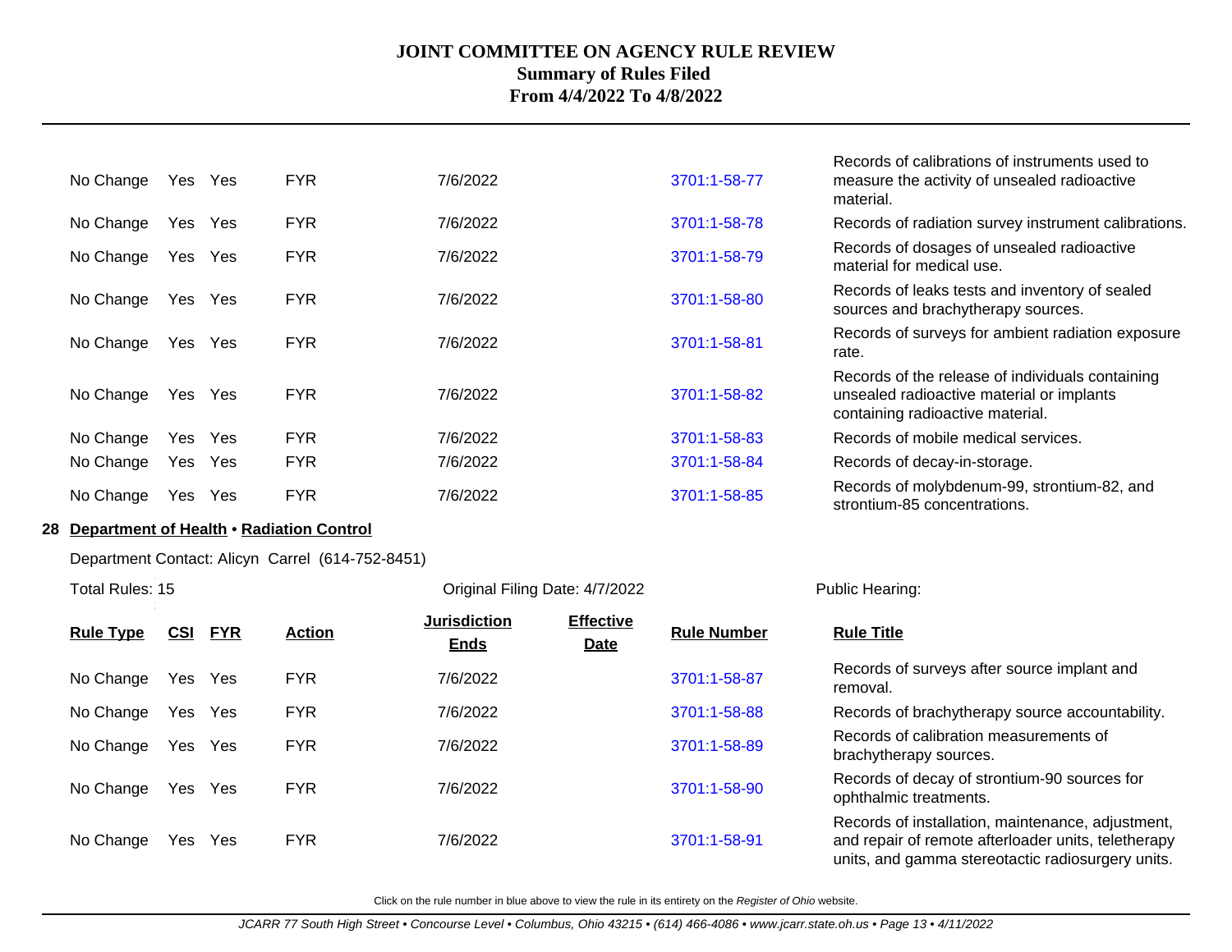| Rule Type | CSI | FYR | Action | Jurisdiction Ends | Effective Date | Rule Number | Rule Title |
|---|---|---|---|---|---|---|---|
| No Change | Yes | Yes | FYR | 7/6/2022 | | 3701:1-58-77 | Records of calibrations of instruments used to measure the activity of unsealed radioactive material. |
| No Change | Yes | Yes | FYR | 7/6/2022 | | 3701:1-58-78 | Records of radiation survey instrument calibrations. |
| No Change | Yes | Yes | FYR | 7/6/2022 | | 3701:1-58-79 | Records of dosages of unsealed radioactive material for medical use. |
| No Change | Yes | Yes | FYR | 7/6/2022 | | 3701:1-58-80 | Records of leaks tests and inventory of sealed sources and brachytherapy sources. |
| No Change | Yes | Yes | FYR | 7/6/2022 | | 3701:1-58-81 | Records of surveys for ambient radiation exposure rate. |
| No Change | Yes | Yes | FYR | 7/6/2022 | | 3701:1-58-82 | Records of the release of individuals containing unsealed radioactive material or implants containing radioactive material. |
| No Change | Yes | Yes | FYR | 7/6/2022 | | 3701:1-58-83 | Records of mobile medical services. |
| No Change | Yes | Yes | FYR | 7/6/2022 | | 3701:1-58-84 | Records of decay-in-storage. |
| No Change | Yes | Yes | FYR | 7/6/2022 | | 3701:1-58-85 | Records of molybdenum-99, strontium-82, and strontium-85 concentrations. |

**28 Department of Health • Radiation Control**

Department Contact: Alicyn Carrel (614-752-8451)

Total Rules: 15 | Original Filing Date: 4/7/2022 | Public Hearing:

| Rule Type | CSI | FYR | Action | Jurisdiction Ends | Effective Date | Rule Number | Rule Title |
|---|---|---|---|---|---|---|---|
| No Change | Yes | Yes | FYR | 7/6/2022 | | 3701:1-58-87 | Records of surveys after source implant and removal. |
| No Change | Yes | Yes | FYR | 7/6/2022 | | 3701:1-58-88 | Records of brachytherapy source accountability. |
| No Change | Yes | Yes | FYR | 7/6/2022 | | 3701:1-58-89 | Records of calibration measurements of brachytherapy sources. |
| No Change | Yes | Yes | FYR | 7/6/2022 | | 3701:1-58-90 | Records of decay of strontium-90 sources for ophthalmic treatments. |
| No Change | Yes | Yes | FYR | 7/6/2022 | | 3701:1-58-91 | Records of installation, maintenance, adjustment, and repair of remote afterloader units, teletherapy units, and gamma stereotactic radiosurgery units. |

Click on the rule number in blue above to view the rule in its entirety on the *Register of Ohio* website.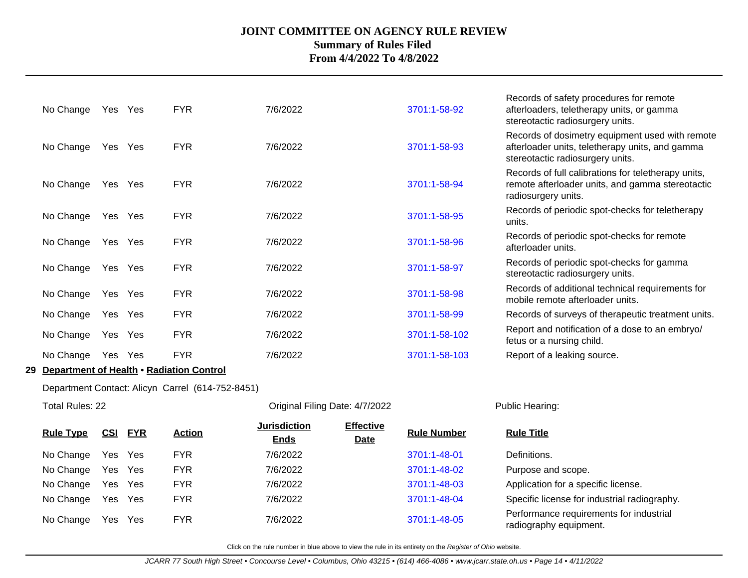| Rule Type | CSI | FYR | Action | Jurisdiction Ends | Effective Date | Rule Number | Rule Title |
|---|---|---|---|---|---|---|---|
| No Change | Yes | Yes | FYR | 7/6/2022 | | 3701:1-58-92 | Records of safety procedures for remote afterloaders, teletherapy units, or gamma stereotactic radiosurgery units. |
| No Change | Yes | Yes | FYR | 7/6/2022 | | 3701:1-58-93 | Records of dosimetry equipment used with remote afterloader units, teletherapy units, and gamma stereotactic radiosurgery units. |
| No Change | Yes | Yes | FYR | 7/6/2022 | | 3701:1-58-94 | Records of full calibrations for teletherapy units, remote afterloader units, and gamma stereotactic radiosurgery units. |
| No Change | Yes | Yes | FYR | 7/6/2022 | | 3701:1-58-95 | Records of periodic spot-checks for teletherapy units. |
| No Change | Yes | Yes | FYR | 7/6/2022 | | 3701:1-58-96 | Records of periodic spot-checks for remote afterloader units. |
| No Change | Yes | Yes | FYR | 7/6/2022 | | 3701:1-58-97 | Records of periodic spot-checks for gamma stereotactic radiosurgery units. |
| No Change | Yes | Yes | FYR | 7/6/2022 | | 3701:1-58-98 | Records of additional technical requirements for mobile remote afterloader units. |
| No Change | Yes | Yes | FYR | 7/6/2022 | | 3701:1-58-99 | Records of surveys of therapeutic treatment units. |
| No Change | Yes | Yes | FYR | 7/6/2022 | | 3701:1-58-102 | Report and notification of a dose to an embryo/ fetus or a nursing child. |
| No Change | Yes | Yes | FYR | 7/6/2022 | | 3701:1-58-103 | Report of a leaking source. |

**29 Department of Health • Radiation Control**

Department Contact: Alicyn Carrel (614-752-8451)

Total Rules: 22 | Original Filing Date: 4/7/2022 | Public Hearing:

| Rule Type | CSI | FYR | Action | Jurisdiction Ends | Effective Date | Rule Number | Rule Title |
|---|---|---|---|---|---|---|---|
| No Change | Yes | Yes | FYR | 7/6/2022 | | 3701:1-48-01 | Definitions. |
| No Change | Yes | Yes | FYR | 7/6/2022 | | 3701:1-48-02 | Purpose and scope. |
| No Change | Yes | Yes | FYR | 7/6/2022 | | 3701:1-48-03 | Application for a specific license. |
| No Change | Yes | Yes | FYR | 7/6/2022 | | 3701:1-48-04 | Specific license for industrial radiography. |
| No Change | Yes | Yes | FYR | 7/6/2022 | | 3701:1-48-05 | Performance requirements for industrial radiography equipment. |

Click on the rule number in blue above to view the rule in its entirety on the *Register of Ohio* website.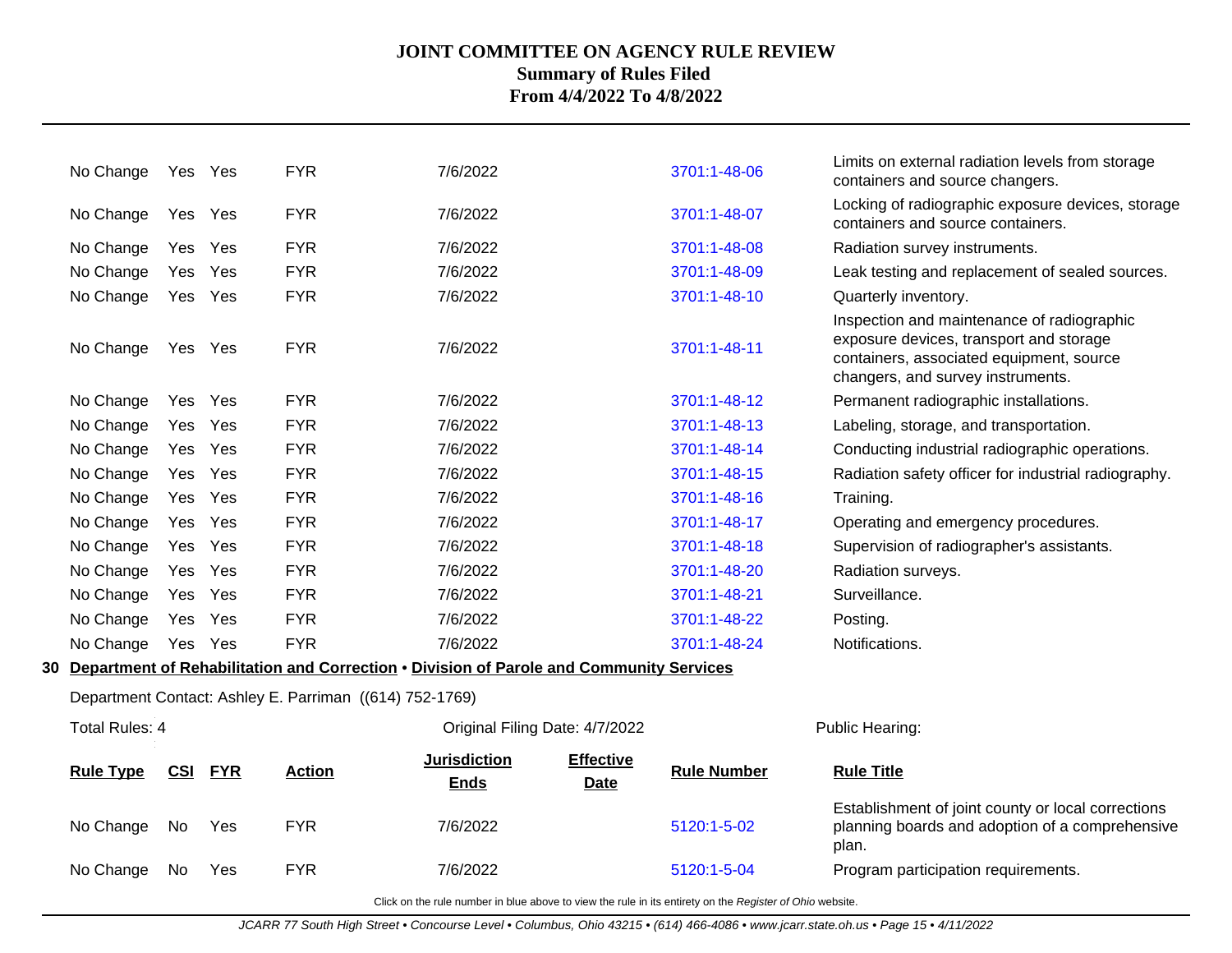| Rule Type | CSI | FYR | Action | Jurisdiction Ends | Effective Date | Rule Number | Rule Title |
|---|---|---|---|---|---|---|---|
| No Change | Yes | Yes | FYR | 7/6/2022 | | 3701:1-48-06 | Limits on external radiation levels from storage containers and source changers. |
| No Change | Yes | Yes | FYR | 7/6/2022 | | 3701:1-48-07 | Locking of radiographic exposure devices, storage containers and source containers. |
| No Change | Yes | Yes | FYR | 7/6/2022 | | 3701:1-48-08 | Radiation survey instruments. |
| No Change | Yes | Yes | FYR | 7/6/2022 | | 3701:1-48-09 | Leak testing and replacement of sealed sources. |
| No Change | Yes | Yes | FYR | 7/6/2022 | | 3701:1-48-10 | Quarterly inventory. |
| No Change | Yes | Yes | FYR | 7/6/2022 | | 3701:1-48-11 | Inspection and maintenance of radiographic exposure devices, transport and storage containers, associated equipment, source changers, and survey instruments. |
| No Change | Yes | Yes | FYR | 7/6/2022 | | 3701:1-48-12 | Permanent radiographic installations. |
| No Change | Yes | Yes | FYR | 7/6/2022 | | 3701:1-48-13 | Labeling, storage, and transportation. |
| No Change | Yes | Yes | FYR | 7/6/2022 | | 3701:1-48-14 | Conducting industrial radiographic operations. |
| No Change | Yes | Yes | FYR | 7/6/2022 | | 3701:1-48-15 | Radiation safety officer for industrial radiography. |
| No Change | Yes | Yes | FYR | 7/6/2022 | | 3701:1-48-16 | Training. |
| No Change | Yes | Yes | FYR | 7/6/2022 | | 3701:1-48-17 | Operating and emergency procedures. |
| No Change | Yes | Yes | FYR | 7/6/2022 | | 3701:1-48-18 | Supervision of radiographer's assistants. |
| No Change | Yes | Yes | FYR | 7/6/2022 | | 3701:1-48-20 | Radiation surveys. |
| No Change | Yes | Yes | FYR | 7/6/2022 | | 3701:1-48-21 | Surveillance. |
| No Change | Yes | Yes | FYR | 7/6/2022 | | 3701:1-48-22 | Posting. |
| No Change | Yes | Yes | FYR | 7/6/2022 | | 3701:1-48-24 | Notifications. |

**30 Department of Rehabilitation and Correction • Division of Parole and Community Services**

Department Contact: Ashley E. Parriman ((614) 752-1769)

Total Rules: 4 | Original Filing Date: 4/7/2022 | Public Hearing:

| Rule Type | CSI | FYR | Action | Jurisdiction Ends | Effective Date | Rule Number | Rule Title |
|---|---|---|---|---|---|---|---|
| No Change | No | Yes | FYR | 7/6/2022 | | 5120:1-5-02 | Establishment of joint county or local corrections planning boards and adoption of a comprehensive plan. |
| No Change | No | Yes | FYR | 7/6/2022 | | 5120:1-5-04 | Program participation requirements. |

Click on the rule number in blue above to view the rule in its entirety on the *Register of Ohio* website.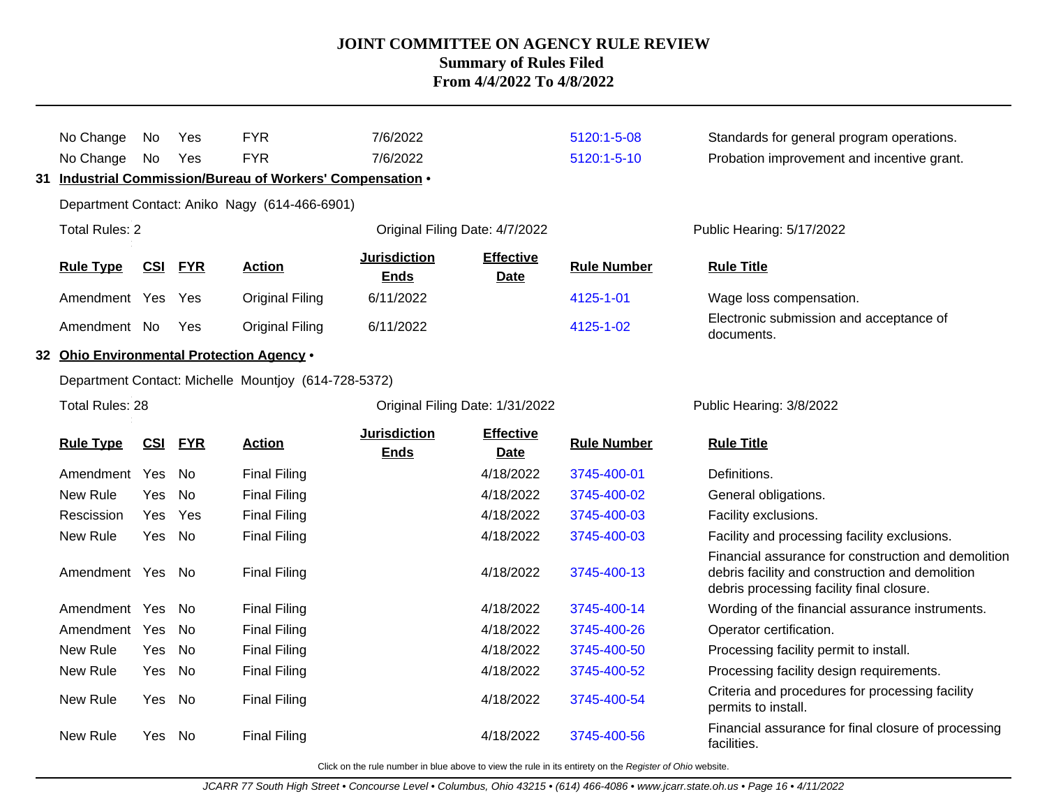# JOINT COMMITTEE ON AGENCY RULE REVIEW
## Summary of Rules Filed
### From 4/4/2022 To 4/8/2022

| Rule Type | CSI | FYR | Action | Jurisdiction Ends | Effective Date | Rule Number | Rule Title |
|---|---|---|---|---|---|---|---|
| No Change | No | Yes | FYR | 7/6/2022 | | 5120:1-5-08 | Standards for general program operations. |
| No Change | No | Yes | FYR | 7/6/2022 | | 5120:1-5-10 | Probation improvement and incentive grant. |

**31 Industrial Commission/Bureau of Workers' Compensation •**

Department Contact: Aniko Nagy (614-466-6901)

Total Rules: 2 | Original Filing Date: 4/7/2022 | Public Hearing: 5/17/2022

| Rule Type | CSI | FYR | Action | Jurisdiction Ends | Effective Date | Rule Number | Rule Title |
|---|---|---|---|---|---|---|---|
| Amendment | Yes | Yes | Original Filing | 6/11/2022 | | 4125-1-01 | Wage loss compensation. |
| Amendment | No | Yes | Original Filing | 6/11/2022 | | 4125-1-02 | Electronic submission and acceptance of documents. |

**32 Ohio Environmental Protection Agency •**

Department Contact: Michelle Mountjoy (614-728-5372)

Total Rules: 28 | Original Filing Date: 1/31/2022 | Public Hearing: 3/8/2022

| Rule Type | CSI | FYR | Action | Jurisdiction Ends | Effective Date | Rule Number | Rule Title |
|---|---|---|---|---|---|---|---|
| Amendment | Yes | No | Final Filing | | 4/18/2022 | 3745-400-01 | Definitions. |
| New Rule | Yes | No | Final Filing | | 4/18/2022 | 3745-400-02 | General obligations. |
| Rescission | Yes | Yes | Final Filing | | 4/18/2022 | 3745-400-03 | Facility exclusions. |
| New Rule | Yes | No | Final Filing | | 4/18/2022 | 3745-400-03 | Facility and processing facility exclusions. |
| Amendment | Yes | No | Final Filing | | 4/18/2022 | 3745-400-13 | Financial assurance for construction and demolition debris facility and construction and demolition debris processing facility final closure. |
| Amendment | Yes | No | Final Filing | | 4/18/2022 | 3745-400-14 | Wording of the financial assurance instruments. |
| Amendment | Yes | No | Final Filing | | 4/18/2022 | 3745-400-26 | Operator certification. |
| New Rule | Yes | No | Final Filing | | 4/18/2022 | 3745-400-50 | Processing facility permit to install. |
| New Rule | Yes | No | Final Filing | | 4/18/2022 | 3745-400-52 | Processing facility design requirements. |
| New Rule | Yes | No | Final Filing | | 4/18/2022 | 3745-400-54 | Criteria and procedures for processing facility permits to install. |
| New Rule | Yes | No | Final Filing | | 4/18/2022 | 3745-400-56 | Financial assurance for final closure of processing facilities. |

Click on the rule number in blue above to view the rule in its entirety on the *Register of Ohio* website.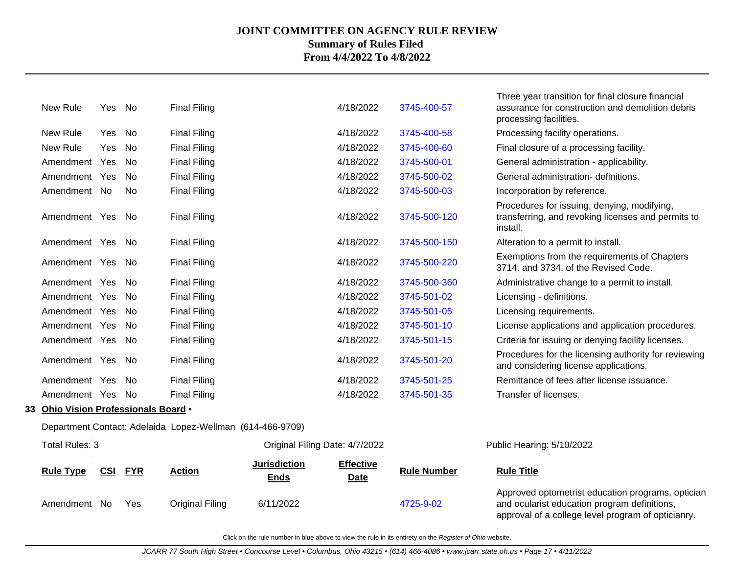# JOINT COMMITTEE ON AGENCY RULE REVIEW
## Summary of Rules Filed
## From 4/4/2022 To 4/8/2022

| Rule Type | CSI | FYR | Action | Jurisdiction Ends | Effective Date | Rule Number | Rule Title |
|---|---|---|---|---|---|---|---|
| New Rule | Yes | No | Final Filing | | 4/18/2022 | 3745-400-57 | Three year transition for final closure financial assurance for construction and demolition debris processing facilities. |
| New Rule | Yes | No | Final Filing | | 4/18/2022 | 3745-400-58 | Processing facility operations. |
| New Rule | Yes | No | Final Filing | | 4/18/2022 | 3745-400-60 | Final closure of a processing facility. |
| Amendment | Yes | No | Final Filing | | 4/18/2022 | 3745-500-01 | General administration - applicability. |
| Amendment | Yes | No | Final Filing | | 4/18/2022 | 3745-500-02 | General administration- definitions. |
| Amendment | No | No | Final Filing | | 4/18/2022 | 3745-500-03 | Incorporation by reference. |
| Amendment | Yes | No | Final Filing | | 4/18/2022 | 3745-500-120 | Procedures for issuing, denying, modifying, transferring, and revoking licenses and permits to install. |
| Amendment | Yes | No | Final Filing | | 4/18/2022 | 3745-500-150 | Alteration to a permit to install. |
| Amendment | Yes | No | Final Filing | | 4/18/2022 | 3745-500-220 | Exemptions from the requirements of Chapters 3714. and 3734. of the Revised Code. |
| Amendment | Yes | No | Final Filing | | 4/18/2022 | 3745-500-360 | Administrative change to a permit to install. |
| Amendment | Yes | No | Final Filing | | 4/18/2022 | 3745-501-02 | Licensing - definitions. |
| Amendment | Yes | No | Final Filing | | 4/18/2022 | 3745-501-05 | Licensing requirements. |
| Amendment | Yes | No | Final Filing | | 4/18/2022 | 3745-501-10 | License applications and application procedures. |
| Amendment | Yes | No | Final Filing | | 4/18/2022 | 3745-501-15 | Criteria for issuing or denying facility licenses. |
| Amendment | Yes | No | Final Filing | | 4/18/2022 | 3745-501-20 | Procedures for the licensing authority for reviewing and considering license applications. |
| Amendment | Yes | No | Final Filing | | 4/18/2022 | 3745-501-25 | Remittance of fees after license issuance. |
| Amendment | Yes | No | Final Filing | | 4/18/2022 | 3745-501-35 | Transfer of licenses. |

### 33 Ohio Vision Professionals Board •

Department Contact: Adelaida Lopez-Wellman (614-466-9709)

Total Rules: 3 | Original Filing Date: 4/7/2022 | Public Hearing: 5/10/2022

| Rule Type | CSI | FYR | Action | Jurisdiction Ends | Effective Date | Rule Number | Rule Title |
|---|---|---|---|---|---|---|---|
| Amendment | No | Yes | Original Filing | 6/11/2022 | | 4725-9-02 | Approved optometrist education programs, optician and ocularist education program definitions, approval of a college level program of opticianry. |

Click on the rule number in blue above to view the rule in its entirety on the *Register of Ohio* website.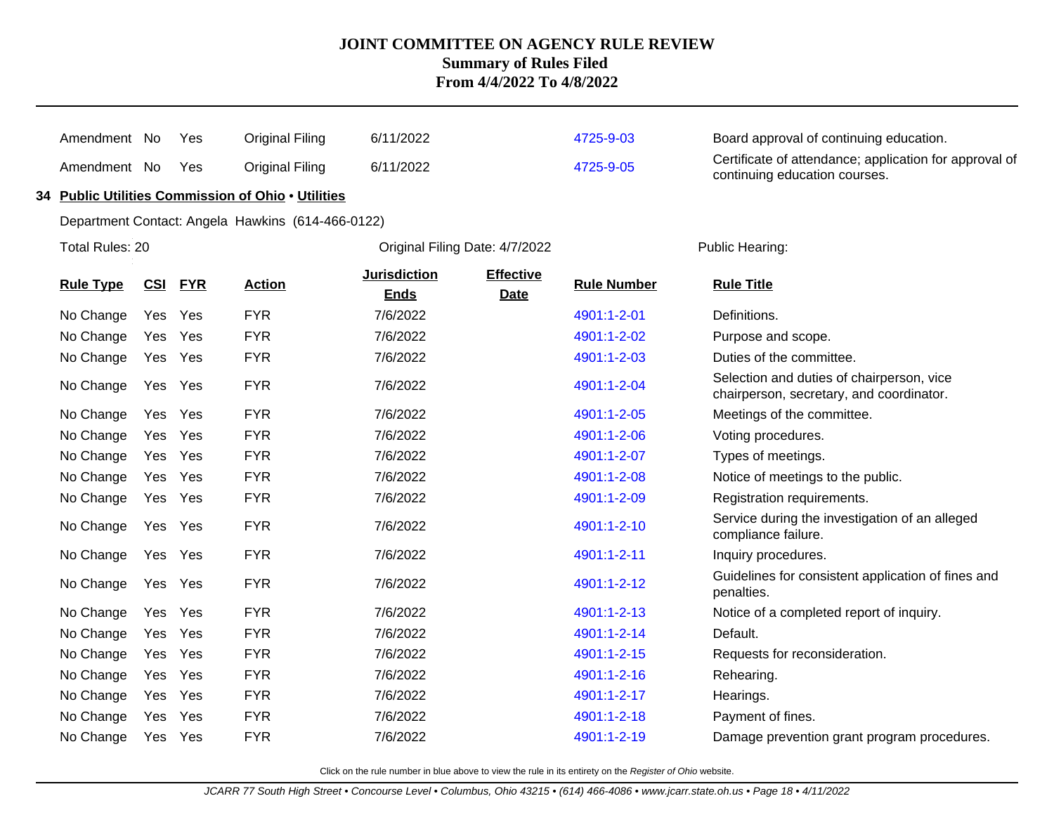| Rule Type | CSI | FYR | Action | Jurisdiction Ends | Effective Date | Rule Number | Rule Title |
|---|---|---|---|---|---|---|---|
| Amendment | No | Yes | Original Filing | 6/11/2022 | | 4725-9-03 | Board approval of continuing education. |
| Amendment | No | Yes | Original Filing | 6/11/2022 | | 4725-9-05 | Certificate of attendance; application for approval of continuing education courses. |

## 34 Public Utilities Commission of Ohio • Utilities

Department Contact: Angela Hawkins (614-466-0122)

Total Rules: 20

Original Filing Date: 4/7/2022

Public Hearing:

| Rule Type | CSI | FYR | Action | Jurisdiction Ends | Effective Date | Rule Number | Rule Title |
|---|---|---|---|---|---|---|---|
| No Change | Yes | Yes | FYR | 7/6/2022 | | 4901:1-2-01 | Definitions. |
| No Change | Yes | Yes | FYR | 7/6/2022 | | 4901:1-2-02 | Purpose and scope. |
| No Change | Yes | Yes | FYR | 7/6/2022 | | 4901:1-2-03 | Duties of the committee. |
| No Change | Yes | Yes | FYR | 7/6/2022 | | 4901:1-2-04 | Selection and duties of chairperson, vice chairperson, secretary, and coordinator. |
| No Change | Yes | Yes | FYR | 7/6/2022 | | 4901:1-2-05 | Meetings of the committee. |
| No Change | Yes | Yes | FYR | 7/6/2022 | | 4901:1-2-06 | Voting procedures. |
| No Change | Yes | Yes | FYR | 7/6/2022 | | 4901:1-2-07 | Types of meetings. |
| No Change | Yes | Yes | FYR | 7/6/2022 | | 4901:1-2-08 | Notice of meetings to the public. |
| No Change | Yes | Yes | FYR | 7/6/2022 | | 4901:1-2-09 | Registration requirements. |
| No Change | Yes | Yes | FYR | 7/6/2022 | | 4901:1-2-10 | Service during the investigation of an alleged compliance failure. |
| No Change | Yes | Yes | FYR | 7/6/2022 | | 4901:1-2-11 | Inquiry procedures. |
| No Change | Yes | Yes | FYR | 7/6/2022 | | 4901:1-2-12 | Guidelines for consistent application of fines and penalties. |
| No Change | Yes | Yes | FYR | 7/6/2022 | | 4901:1-2-13 | Notice of a completed report of inquiry. |
| No Change | Yes | Yes | FYR | 7/6/2022 | | 4901:1-2-14 | Default. |
| No Change | Yes | Yes | FYR | 7/6/2022 | | 4901:1-2-15 | Requests for reconsideration. |
| No Change | Yes | Yes | FYR | 7/6/2022 | | 4901:1-2-16 | Rehearing. |
| No Change | Yes | Yes | FYR | 7/6/2022 | | 4901:1-2-17 | Hearings. |
| No Change | Yes | Yes | FYR | 7/6/2022 | | 4901:1-2-18 | Payment of fines. |
| No Change | Yes | Yes | FYR | 7/6/2022 | | 4901:1-2-19 | Damage prevention grant program procedures. |

Click on the rule number in blue above to view the rule in its entirety on the *Register of Ohio* website.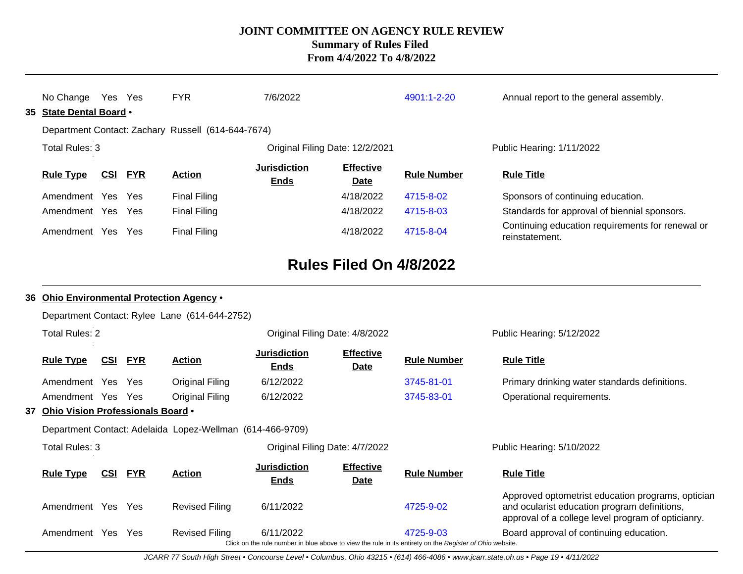| Rule Type | CSI | FYR | Action | Jurisdiction Ends | Effective Date | Rule Number | Rule Title |
|---|---|---|---|---|---|---|---|
| No Change | Yes | Yes | FYR | 7/6/2022 | | 4901:1-2-20 | Annual report to the general assembly. |

**35 State Dental Board •**

Department Contact: Zachary Russell (614-644-7674)

Total Rules: 3 — Original Filing Date: 12/2/2021 — Public Hearing: 1/11/2022

| Rule Type | CSI | FYR | Action | Jurisdiction Ends | Effective Date | Rule Number | Rule Title |
|---|---|---|---|---|---|---|---|
| Amendment | Yes | Yes | Final Filing | | 4/18/2022 | 4715-8-02 | Sponsors of continuing education. |
| Amendment | Yes | Yes | Final Filing | | 4/18/2022 | 4715-8-03 | Standards for approval of biennial sponsors. |
| Amendment | Yes | Yes | Final Filing | | 4/18/2022 | 4715-8-04 | Continuing education requirements for renewal or reinstatement. |

## Rules Filed On 4/8/2022

**36 Ohio Environmental Protection Agency •**

Department Contact: Rylee Lane (614-644-2752)

Total Rules: 2 — Original Filing Date: 4/8/2022 — Public Hearing: 5/12/2022

| Rule Type | CSI | FYR | Action | Jurisdiction Ends | Effective Date | Rule Number | Rule Title |
|---|---|---|---|---|---|---|---|
| Amendment | Yes | Yes | Original Filing | 6/12/2022 | | 3745-81-01 | Primary drinking water standards definitions. |
| Amendment | Yes | Yes | Original Filing | 6/12/2022 | | 3745-83-01 | Operational requirements. |

**37 Ohio Vision Professionals Board •**

Department Contact: Adelaida Lopez-Wellman (614-466-9709)

Total Rules: 3 — Original Filing Date: 4/7/2022 — Public Hearing: 5/10/2022

| Rule Type | CSI | FYR | Action | Jurisdiction Ends | Effective Date | Rule Number | Rule Title |
|---|---|---|---|---|---|---|---|
| Amendment | Yes | Yes | Revised Filing | 6/11/2022 | | 4725-9-02 | Approved optometrist education programs, optician and ocularist education program definitions, approval of a college level program of opticianry. |
| Amendment | Yes | Yes | Revised Filing | 6/11/2022 | | 4725-9-03 | Board approval of continuing education. |

Click on the rule number in blue above to view the rule in its entirety on the *Register of Ohio* website.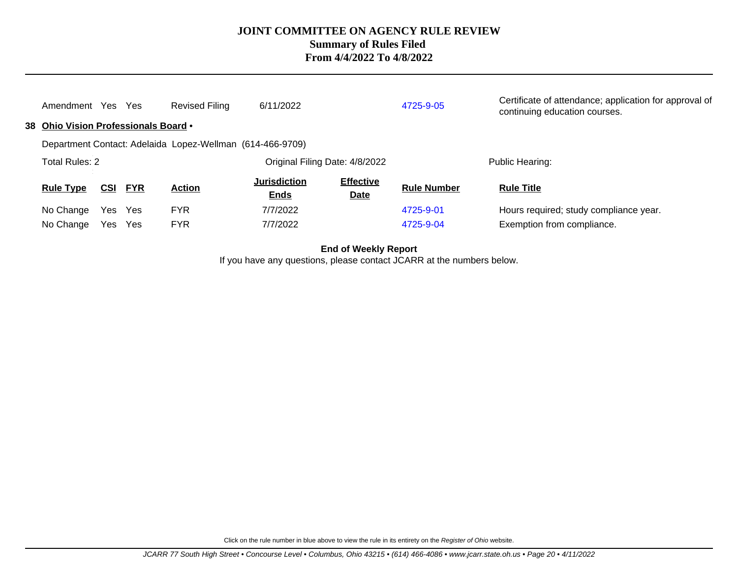# JOINT COMMITTEE ON AGENCY RULE REVIEW
## Summary of Rules Filed
## From 4/4/2022 To 4/8/2022

| | | | | | | | |
|---|---|---|---|---|---|---|---|
| Amendment | Yes | Yes | Revised Filing | 6/11/2022 | | 4725-9-05 | Certificate of attendance; application for approval of continuing education courses. |

**38 Ohio Vision Professionals Board** •

Department Contact: Adelaida Lopez-Wellman (614-466-9709)

Total Rules: 2

Original Filing Date: 4/8/2022

Public Hearing:

| Rule Type | CSI | FYR | Action | Jurisdiction Ends | Effective Date | Rule Number | Rule Title |
|---|---|---|---|---|---|---|---|
| No Change | Yes | Yes | FYR | 7/7/2022 | | 4725-9-01 | Hours required; study compliance year. |
| No Change | Yes | Yes | FYR | 7/7/2022 | | 4725-9-04 | Exemption from compliance. |

**End of Weekly Report**

If you have any questions, please contact JCARR at the numbers below.

Click on the rule number in blue above to view the rule in its entirety on the *Register of Ohio* website.

*JCARR 77 South High Street • Concourse Level • Columbus, Ohio 43215 • (614) 466-4086 • www.jcarr.state.oh.us • Page 20 • 4/11/2022*